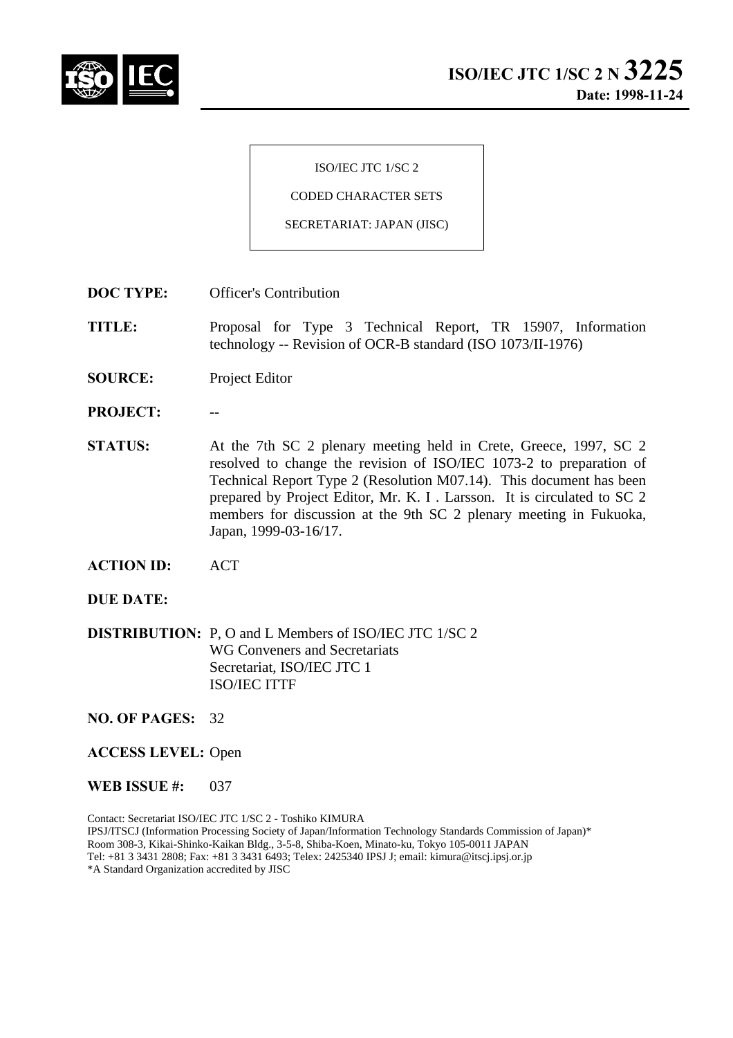# ISO/IEC JTC 1/SC 2 N 3225

**Date: 1998-11-24**

ISO/IEC JTC 1/SC 2

CODED CHARACTER SETS

SECRETARIAT: JAPAN (JISC)

**DOC TYPE:** Officer's Contribution

**TITLE:** Proposal for Type 3 Technical Report, TR 15907, Information technology -- Revision of OCR-B standard (ISO 1073/II-1976)

**SOURCE:** Project Editor

**PROJECT:** --

**STATUS:** At the 7th SC 2 plenary meeting held in Crete, Greece, 1997, SC 2 resolved to change the revision of ISO/IEC 1073-2 to preparation of Technical Report Type 2 (Resolution M07.14). This document has been prepared by Project Editor, Mr. K. I . Larsson. It is circulated to SC 2 members for discussion at the 9th SC 2 plenary meeting in Fukuoka, Japan, 1999-03-16/17.

**ACTION ID:** ACT

**DUE DATE:**

**DISTRIBUTION:** P, O and L Members of ISO/IEC JTC 1/SC 2
WG Conveners and Secretariats
Secretariat, ISO/IEC JTC 1
ISO/IEC ITTF

**NO. OF PAGES:** 32

**ACCESS LEVEL:** Open

**WEB ISSUE #:** 037

Contact: Secretariat ISO/IEC JTC 1/SC 2 - Toshiko KIMURA
IPSJ/ITSCJ (Information Processing Society of Japan/Information Technology Standards Commission of Japan)*
Room 308-3, Kikai-Shinko-Kaikan Bldg., 3-5-8, Shiba-Koen, Minato-ku, Tokyo 105-0011 JAPAN
Tel: +81 3 3431 2808; Fax: +81 3 3431 6493; Telex: 2425340 IPSJ J; email: kimura@itscj.ipsj.or.jp
*A Standard Organization accredited by JISC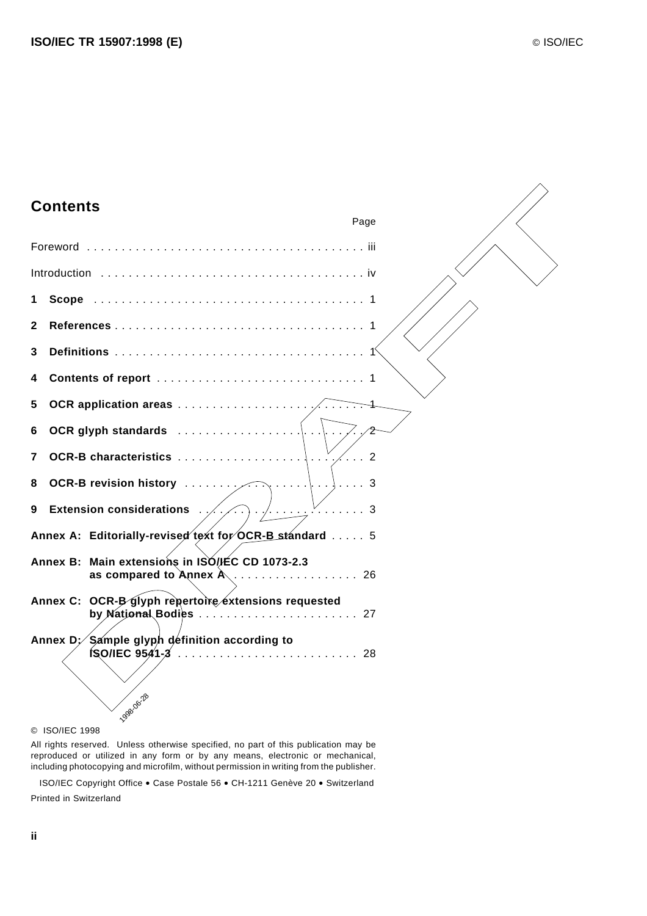## Contents

| | Page |
|---|---|
| Foreword | iii |
| Introduction | iv |
| **1 Scope** | 1 |
| **2 References** | 1 |
| **3 Definitions** | 1 |
| **4 Contents of report** | 1 |
| **5 OCR application areas** | 1 |
| **6 OCR glyph standards** | 2 |
| **7 OCR-B characteristics** | 2 |
| **8 OCR-B revision history** | 3 |
| **9 Extension considerations** | 3 |
| **Annex A: Editorially-revised text for OCR-B standard** | 5 |
| **Annex B: Main extensions in ISO/IEC CD 1073-2.3 as compared to Annex A** | 26 |
| **Annex C: OCR-B glyph repertoire extensions requested by National Bodies** | 27 |
| **Annex D: Sample glyph definition according to ISO/IEC 9541-3** | 28 |

© ISO/IEC 1998

All rights reserved. Unless otherwise specified, no part of this publication may be reproduced or utilized in any form or by any means, electronic or mechanical, including photocopying and microfilm, without permission in writing from the publisher.

ISO/IEC Copyright Office • Case Postale 56 • CH-1211 Genève 20 • Switzerland

Printed in Switzerland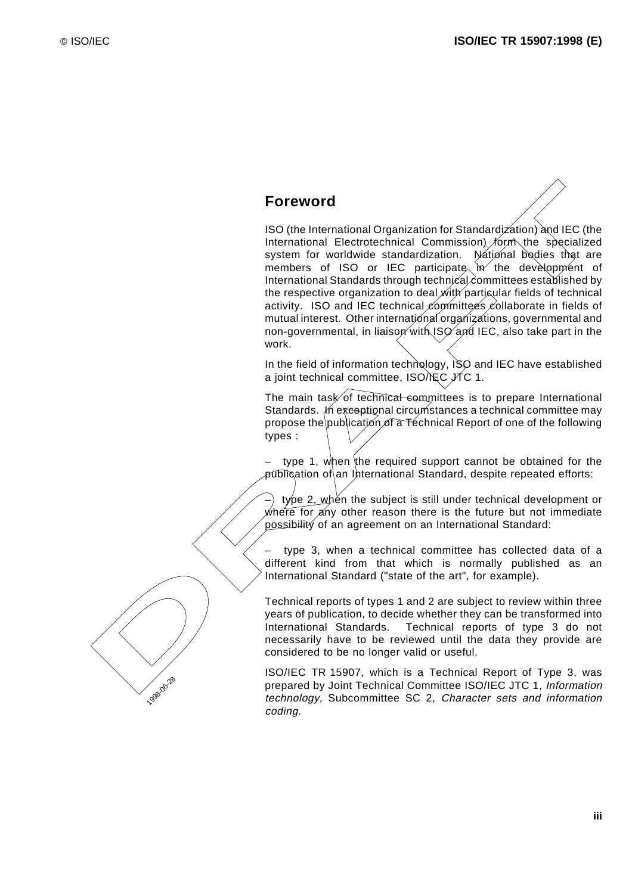## Foreword

ISO (the International Organization for Standardization) and IEC (the International Electrotechnical Commission) form the specialized system for worldwide standardization. National bodies that are members of ISO or IEC participate in the development of International Standards through technical committees established by the respective organization to deal with particular fields of technical activity. ISO and IEC technical committees collaborate in fields of mutual interest. Other international organizations, governmental and non-governmental, in liaison with ISO and IEC, also take part in the work.

In the field of information technology, ISO and IEC have established a joint technical committee, ISO/IEC JTC 1.

The main task of technical committees is to prepare International Standards. In exceptional circumstances a technical committee may propose the publication of a Technical Report of one of the following types :

– type 1, when the required support cannot be obtained for the publication of an International Standard, despite repeated efforts:

– type 2, when the subject is still under technical development or where for any other reason there is the future but not immediate possibility of an agreement on an International Standard:

– type 3, when a technical committee has collected data of a different kind from that which is normally published as an International Standard ("state of the art", for example).

Technical reports of types 1 and 2 are subject to review within three years of publication, to decide whether they can be transformed into International Standards. Technical reports of type 3 do not necessarily have to be reviewed until the data they provide are considered to be no longer valid or useful.

ISO/IEC TR 15907, which is a Technical Report of Type 3, was prepared by Joint Technical Committee ISO/IEC JTC 1, *Information technology,* Subcommittee SC 2, *Character sets and information coding.*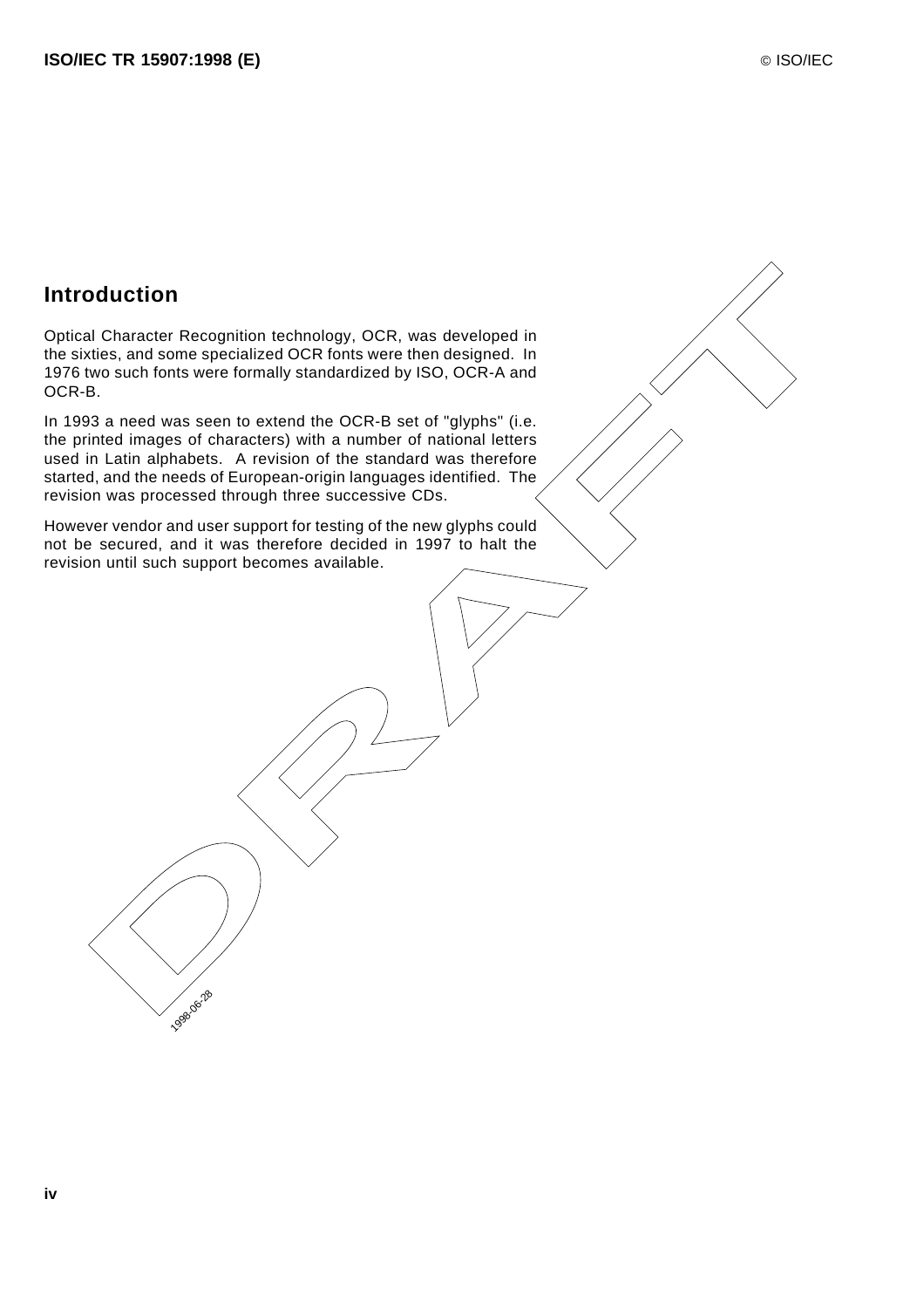## Introduction

Optical Character Recognition technology, OCR, was developed in the sixties, and some specialized OCR fonts were then designed. In 1976 two such fonts were formally standardized by ISO, OCR-A and OCR-B.

In 1993 a need was seen to extend the OCR-B set of "glyphs" (i.e. the printed images of characters) with a number of national letters used in Latin alphabets. A revision of the standard was therefore started, and the needs of European-origin languages identified. The revision was processed through three successive CDs.

However vendor and user support for testing of the new glyphs could not be secured, and it was therefore decided in 1997 to halt the revision until such support becomes available.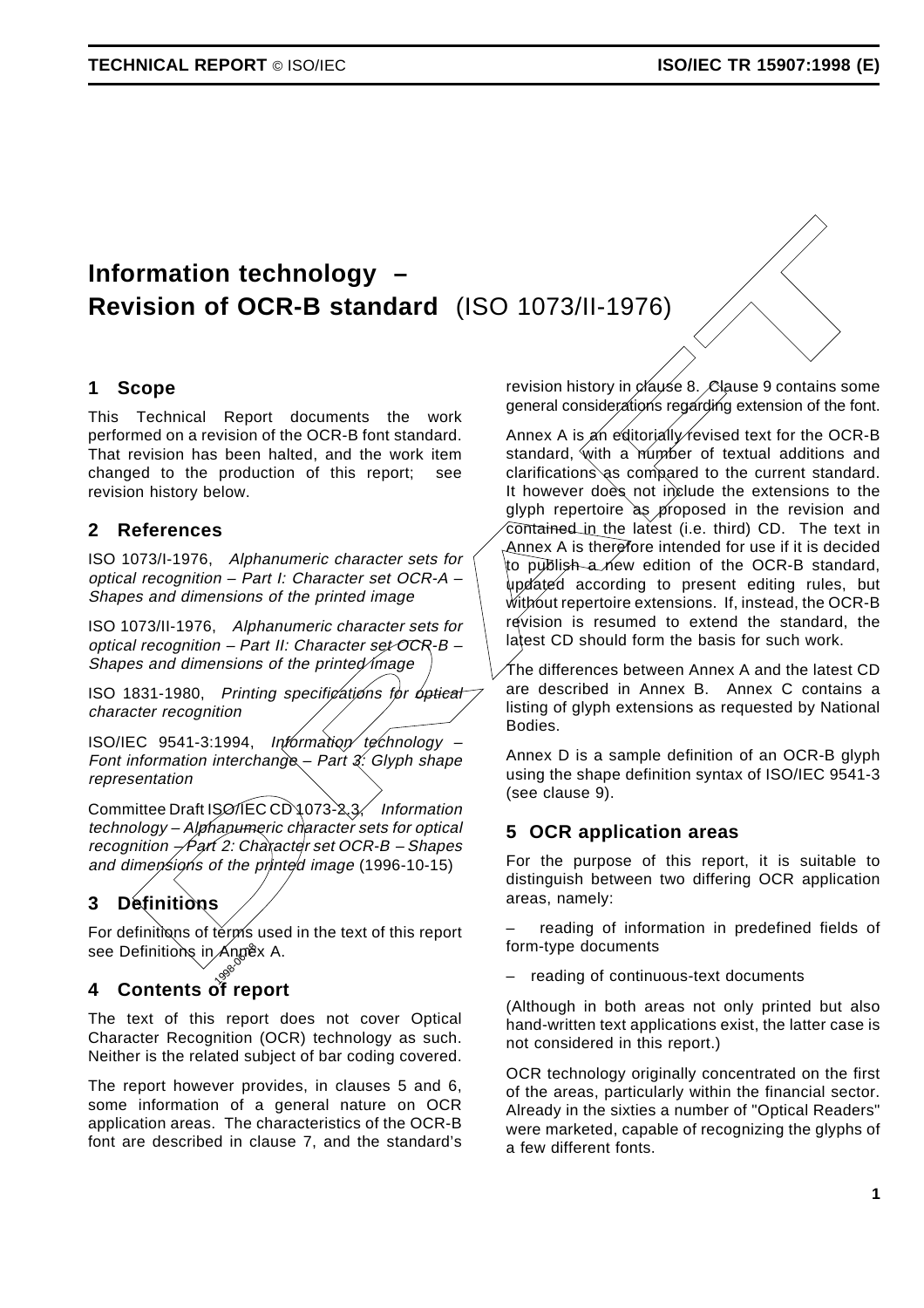# Information technology – Revision of OCR-B standard (ISO 1073/II-1976)

## 1 Scope

This Technical Report documents the work performed on a revision of the OCR-B font standard. That revision has been halted, and the work item changed to the production of this report; see revision history below.

## 2 References

ISO 1073/I-1976, *Alphanumeric character sets for optical recognition – Part I: Character set OCR-A – Shapes and dimensions of the printed image*

ISO 1073/II-1976, *Alphanumeric character sets for optical recognition – Part II: Character set OCR-B – Shapes and dimensions of the printed image*

ISO 1831-1980, *Printing specifications for optical character recognition*

ISO/IEC 9541-3:1994, *Information technology – Font information interchange – Part 3: Glyph shape representation*

Committee Draft ISO/IEC CD 1073-2.3, *Information technology – Alphanumeric character sets for optical recognition – Part 2: Character set OCR-B – Shapes and dimensions of the printed image* (1996-10-15)

## 3 Definitions

For definitions of terms used in the text of this report see Definitions in Annex A.

## 4 Contents of report

The text of this report does not cover Optical Character Recognition (OCR) technology as such. Neither is the related subject of bar coding covered.

The report however provides, in clauses 5 and 6, some information of a general nature on OCR application areas. The characteristics of the OCR-B font are described in clause 7, and the standard's revision history in clause 8. Clause 9 contains some general considerations regarding extension of the font.

Annex A is an editorially revised text for the OCR-B standard, with a number of textual additions and clarifications as compared to the current standard. It however does not include the extensions to the glyph repertoire as proposed in the revision and contained in the latest (i.e. third) CD. The text in Annex A is therefore intended for use if it is decided to publish a new edition of the OCR-B standard, updated according to present editing rules, but without repertoire extensions. If, instead, the OCR-B revision is resumed to extend the standard, the latest CD should form the basis for such work.

The differences between Annex A and the latest CD are described in Annex B. Annex C contains a listing of glyph extensions as requested by National Bodies.

Annex D is a sample definition of an OCR-B glyph using the shape definition syntax of ISO/IEC 9541-3 (see clause 9).

## 5 OCR application areas

For the purpose of this report, it is suitable to distinguish between two differing OCR application areas, namely:

– reading of information in predefined fields of form-type documents

– reading of continuous-text documents

(Although in both areas not only printed but also hand-written text applications exist, the latter case is not considered in this report.)

OCR technology originally concentrated on the first of the areas, particularly within the financial sector. Already in the sixties a number of "Optical Readers" were marketed, capable of recognizing the glyphs of a few different fonts.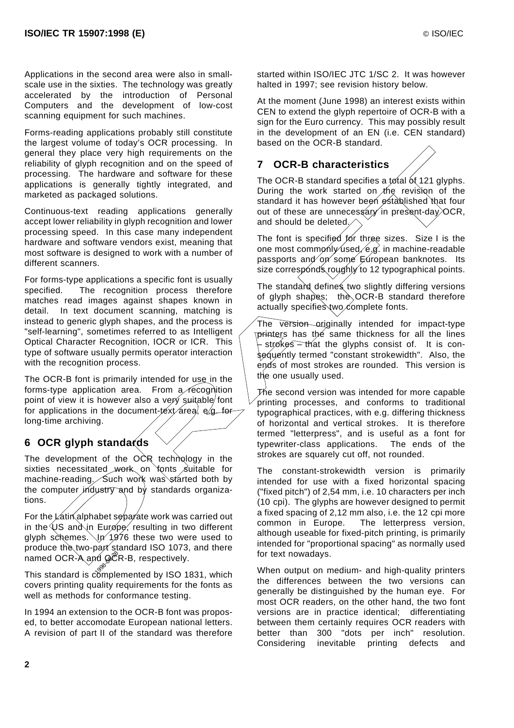Applications in the second area were also in small-scale use in the sixties. The technology was greatly accelerated by the introduction of Personal Computers and the development of low-cost scanning equipment for such machines.

Forms-reading applications probably still constitute the largest volume of today's OCR processing. In general they place very high requirements on the reliability of glyph recognition and on the speed of processing. The hardware and software for these applications is generally tightly integrated, and marketed as packaged solutions.

Continuous-text reading applications generally accept lower reliability in glyph recognition and lower processing speed. In this case many independent hardware and software vendors exist, meaning that most software is designed to work with a number of different scanners.

For forms-type applications a specific font is usually specified. The recognition process therefore matches read images against shapes known in detail. In text document scanning, matching is instead to generic glyph shapes, and the process is "self-learning", sometimes referred to as Intelligent Optical Character Recognition, IOCR or ICR. This type of software usually permits operator interaction with the recognition process.

The OCR-B font is primarily intended for use in the forms-type application area. From a recognition point of view it is however also a very suitable font for applications in the document-text area, e.g. for long-time archiving.

## 6 OCR glyph standards

The development of the OCR technology in the sixties necessitated work on fonts suitable for machine-reading. Such work was started both by the computer industry and by standards organizations.

For the Latin alphabet separate work was carried out in the US and in Europe, resulting in two different glyph schemes. In 1976 these two were used to produce the two-part standard ISO 1073, and there named OCR-A and OCR-B, respectively.

This standard is complemented by ISO 1831, which covers printing quality requirements for the fonts as well as methods for conformance testing.

In 1994 an extension to the OCR-B font was proposed, to better accomodate European national letters. A revision of part II of the standard was therefore started within ISO/IEC JTC 1/SC 2. It was however halted in 1997; see revision history below.

At the moment (June 1998) an interest exists within CEN to extend the glyph repertoire of OCR-B with a sign for the Euro currency. This may possibly result in the development of an EN (i.e. CEN standard) based on the OCR-B standard.

## 7 OCR-B characteristics

The OCR-B standard specifies a total of 121 glyphs. During the work started on the revision of the standard it has however been established that four out of these are unnecessary in present-day OCR, and should be deleted.

The font is specified for three sizes. Size I is the one most commonly used, e.g. in machine-readable passports and on some European banknotes. Its size corresponds roughly to 12 typographical points.

The standard defines two slightly differing versions of glyph shapes; the OCR-B standard therefore actually specifies two complete fonts.

The version originally intended for impact-type printers has the same thickness for all the lines – strokes – that the glyphs consist of. It is consequently termed "constant strokewidth". Also, the ends of most strokes are rounded. This version is the one usually used.

The second version was intended for more capable printing processes, and conforms to traditional typographical practices, with e.g. differing thickness of horizontal and vertical strokes. It is therefore termed "letterpress", and is useful as a font for typewriter-class applications. The ends of the strokes are squarely cut off, not rounded.

The constant-strokewidth version is primarily intended for use with a fixed horizontal spacing ("fixed pitch") of 2,54 mm, i.e. 10 characters per inch (10 cpi). The glyphs are however designed to permit a fixed spacing of 2,12 mm also, i.e. the 12 cpi more common in Europe. The letterpress version, although useable for fixed-pitch printing, is primarily intended for "proportional spacing" as normally used for text nowadays.

When output on medium- and high-quality printers the differences between the two versions can generally be distinguished by the human eye. For most OCR readers, on the other hand, the two font versions are in practice identical; differentiating between them certainly requires OCR readers with better than 300 "dots per inch" resolution. Considering inevitable printing defects and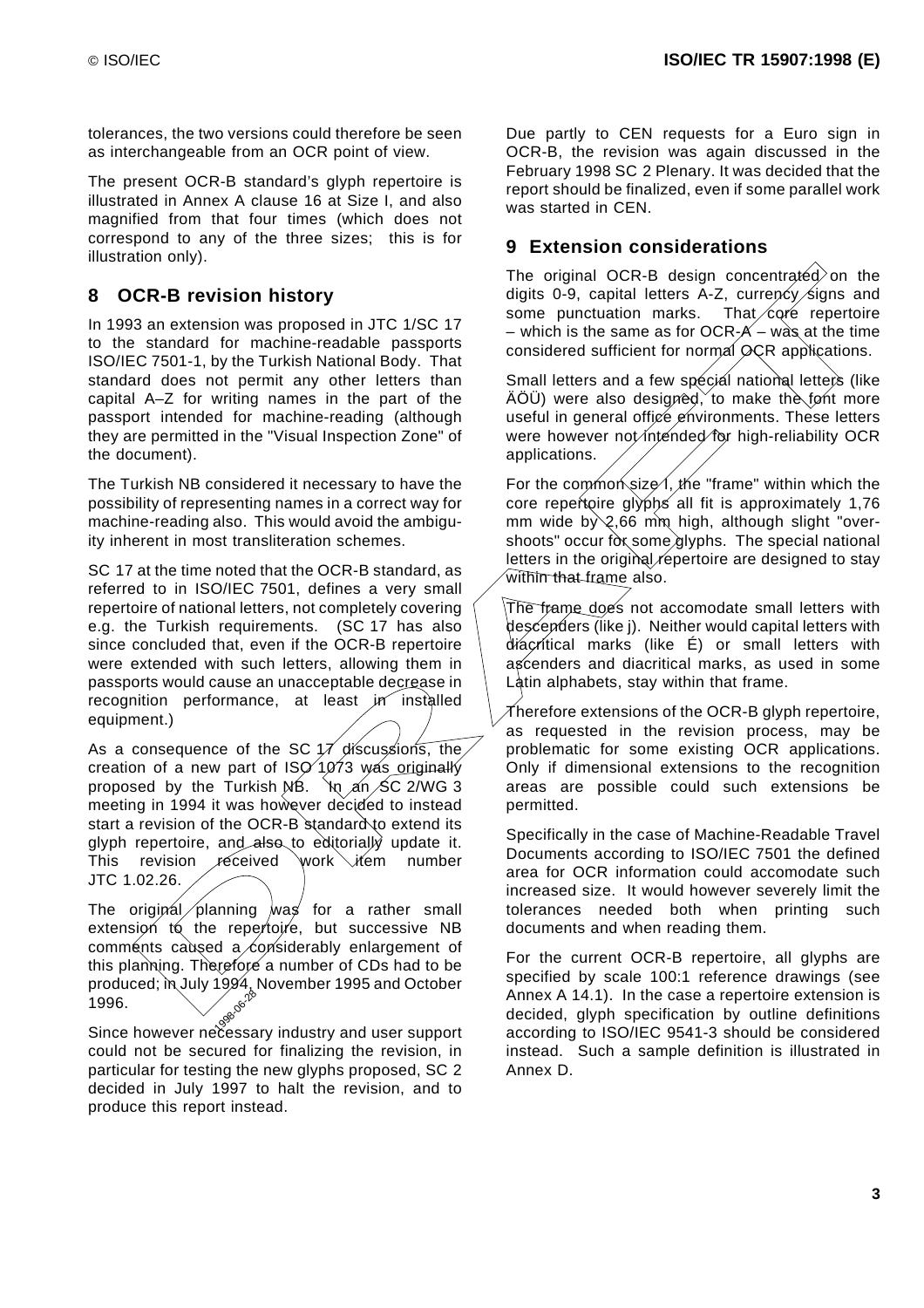tolerances, the two versions could therefore be seen as interchangeable from an OCR point of view.

The present OCR-B standard's glyph repertoire is illustrated in Annex A clause 16 at Size I, and also magnified from that four times (which does not correspond to any of the three sizes; this is for illustration only).

## 8 OCR-B revision history

In 1993 an extension was proposed in JTC 1/SC 17 to the standard for machine-readable passports ISO/IEC 7501-1, by the Turkish National Body. That standard does not permit any other letters than capital A–Z for writing names in the part of the passport intended for machine-reading (although they are permitted in the "Visual Inspection Zone" of the document).

The Turkish NB considered it necessary to have the possibility of representing names in a correct way for machine-reading also. This would avoid the ambiguity inherent in most transliteration schemes.

SC 17 at the time noted that the OCR-B standard, as referred to in ISO/IEC 7501, defines a very small repertoire of national letters, not completely covering e.g. the Turkish requirements. (SC 17 has also since concluded that, even if the OCR-B repertoire were extended with such letters, allowing them in passports would cause an unacceptable decrease in recognition performance, at least in installed equipment.)

As a consequence of the SC 17 discussions, the creation of a new part of ISO 1073 was originally proposed by the Turkish NB. In an SC 2/WG 3 meeting in 1994 it was however decided to instead start a revision of the OCR-B standard to extend its glyph repertoire, and also to editorially update it. This revision received work item number JTC 1.02.26.

The original planning was for a rather small extension to the repertoire, but successive NB comments caused a considerably enlargement of this planning. Therefore a number of CDs had to be produced; in July 1994, November 1995 and October 1996.

Since however necessary industry and user support could not be secured for finalizing the revision, in particular for testing the new glyphs proposed, SC 2 decided in July 1997 to halt the revision, and to produce this report instead.

Due partly to CEN requests for a Euro sign in OCR-B, the revision was again discussed in the February 1998 SC 2 Plenary. It was decided that the report should be finalized, even if some parallel work was started in CEN.

## 9 Extension considerations

The original OCR-B design concentrated on the digits 0-9, capital letters A-Z, currency signs and some punctuation marks. That core repertoire – which is the same as for OCR-A – was at the time considered sufficient for normal OCR applications.

Small letters and a few special national letters (like ÄÖÜ) were also designed, to make the font more useful in general office environments. These letters were however not intended for high-reliability OCR applications.

For the common size I, the "frame" within which the core repertoire glyphs all fit is approximately 1,76 mm wide by 2,66 mm high, although slight "overshoots" occur for some glyphs. The special national letters in the original repertoire are designed to stay within that frame also.

The frame does not accomodate small letters with descenders (like j). Neither would capital letters with diacritical marks (like É) or small letters with ascenders and diacritical marks, as used in some Latin alphabets, stay within that frame.

Therefore extensions of the OCR-B glyph repertoire, as requested in the revision process, may be problematic for some existing OCR applications. Only if dimensional extensions to the recognition areas are possible could such extensions be permitted.

Specifically in the case of Machine-Readable Travel Documents according to ISO/IEC 7501 the defined area for OCR information could accomodate such increased size. It would however severely limit the tolerances needed both when printing such documents and when reading them.

For the current OCR-B repertoire, all glyphs are specified by scale 100:1 reference drawings (see Annex A 14.1). In the case a repertoire extension is decided, glyph specification by outline definitions according to ISO/IEC 9541-3 should be considered instead. Such a sample definition is illustrated in Annex D.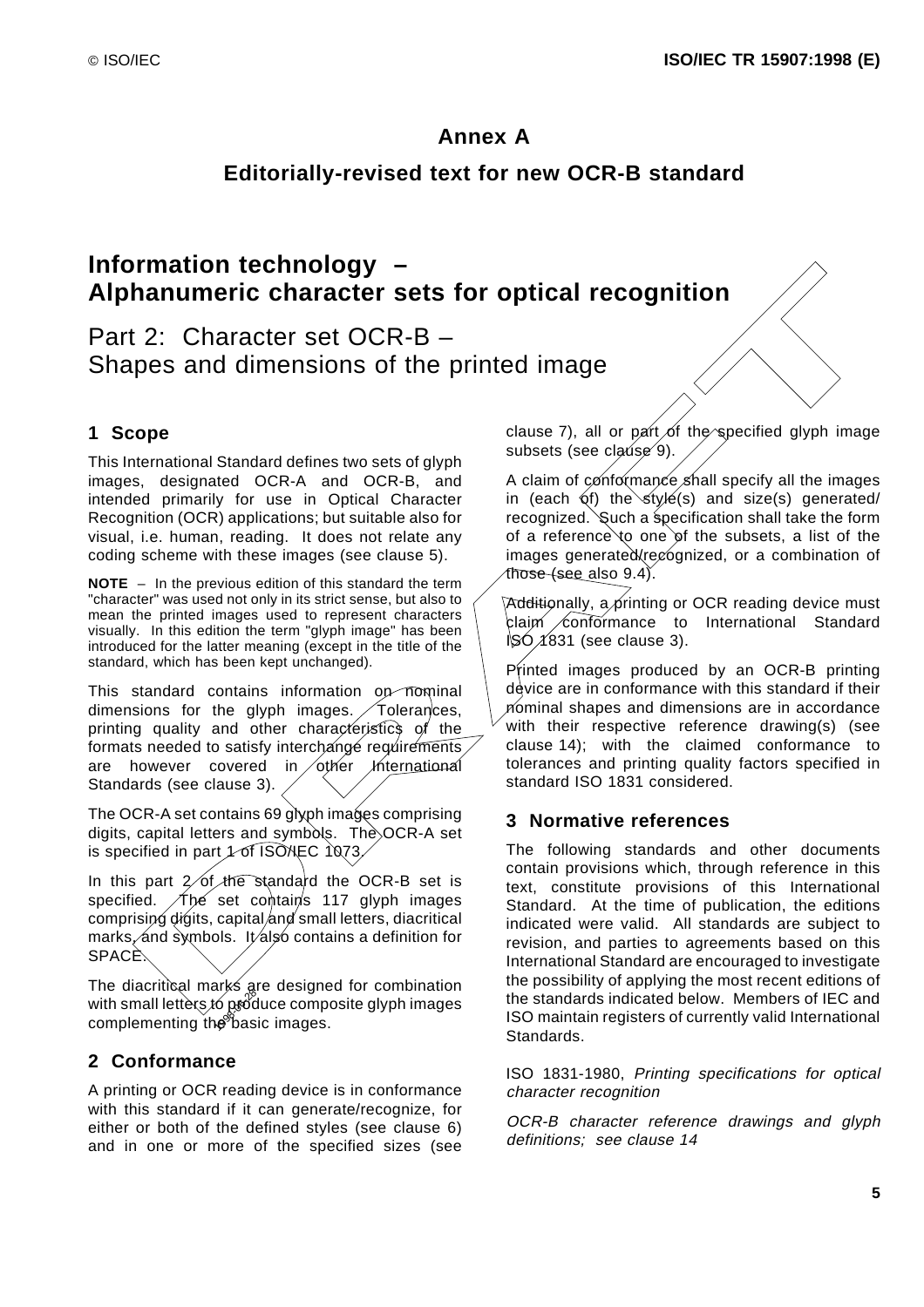# Annex A

## Editorially-revised text for new OCR-B standard

# Information technology – Alphanumeric character sets for optical recognition

Part 2: Character set OCR-B – Shapes and dimensions of the printed image

## 1 Scope

This International Standard defines two sets of glyph images, designated OCR-A and OCR-B, and intended primarily for use in Optical Character Recognition (OCR) applications; but suitable also for visual, i.e. human, reading. It does not relate any coding scheme with these images (see clause 5).

**NOTE** – In the previous edition of this standard the term "character" was used not only in its strict sense, but also to mean the printed images used to represent characters visually. In this edition the term "glyph image" has been introduced for the latter meaning (except in the title of the standard, which has been kept unchanged).

This standard contains information on nominal dimensions for the glyph images. Tolerances, printing quality and other characteristics of the formats needed to satisfy interchange requirements are however covered in other International Standards (see clause 3).

The OCR-A set contains 69 glyph images comprising digits, capital letters and symbols. The OCR-A set is specified in part 1 of ISO/IEC 1073.

In this part 2 of the standard the OCR-B set is specified. The set contains 117 glyph images comprising digits, capital and small letters, diacritical marks, and symbols. It also contains a definition for SPACE.

The diacritical marks are designed for combination with small letters to produce composite glyph images complementing the basic images.

## 2 Conformance

A printing or OCR reading device is in conformance with this standard if it can generate/recognize, for either or both of the defined styles (see clause 6) and in one or more of the specified sizes (see clause 7), all or part of the specified glyph image subsets (see clause 9).

A claim of conformance shall specify all the images in (each of) the style(s) and size(s) generated/recognized. Such a specification shall take the form of a reference to one of the subsets, a list of the images generated/recognized, or a combination of those (see also 9.4).

Additionally, a printing or OCR reading device must claim conformance to International Standard ISO 1831 (see clause 3).

Printed images produced by an OCR-B printing device are in conformance with this standard if their nominal shapes and dimensions are in accordance with their respective reference drawing(s) (see clause 14); with the claimed conformance to tolerances and printing quality factors specified in standard ISO 1831 considered.

## 3 Normative references

The following standards and other documents contain provisions which, through reference in this text, constitute provisions of this International Standard. At the time of publication, the editions indicated were valid. All standards are subject to revision, and parties to agreements based on this International Standard are encouraged to investigate the possibility of applying the most recent editions of the standards indicated below. Members of IEC and ISO maintain registers of currently valid International Standards.

ISO 1831-1980, *Printing specifications for optical character recognition*

*OCR-B character reference drawings and glyph definitions; see clause 14*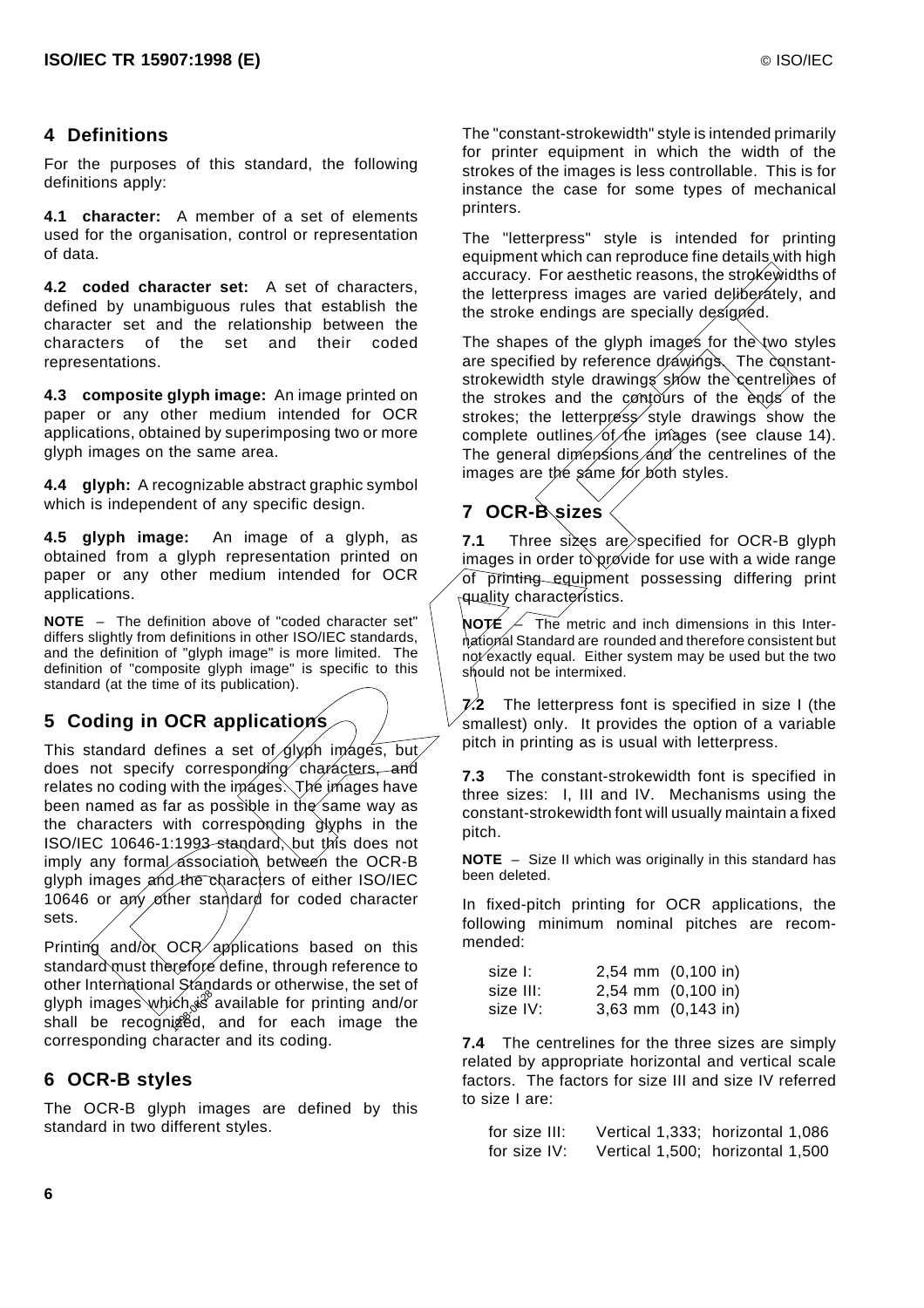## 4 Definitions

For the purposes of this standard, the following definitions apply:

**4.1 character:** A member of a set of elements used for the organisation, control or representation of data.

**4.2 coded character set:** A set of characters, defined by unambiguous rules that establish the character set and the relationship between the characters of the set and their coded representations.

**4.3 composite glyph image:** An image printed on paper or any other medium intended for OCR applications, obtained by superimposing two or more glyph images on the same area.

**4.4 glyph:** A recognizable abstract graphic symbol which is independent of any specific design.

**4.5 glyph image:** An image of a glyph, as obtained from a glyph representation printed on paper or any other medium intended for OCR applications.

**NOTE** – The definition above of "coded character set" differs slightly from definitions in other ISO/IEC standards, and the definition of "glyph image" is more limited. The definition of "composite glyph image" is specific to this standard (at the time of its publication).

## 5 Coding in OCR applications

This standard defines a set of glyph images, but does not specify corresponding characters, and relates no coding with the images. The images have been named as far as possible in the same way as the characters with corresponding glyphs in the ISO/IEC 10646-1:1993 standard, but this does not imply any formal association between the OCR-B glyph images and the characters of either ISO/IEC 10646 or any other standard for coded character sets.

Printing and/or OCR applications based on this standard must therefore define, through reference to other International Standards or otherwise, the set of glyph images which is available for printing and/or shall be recognized, and for each image the corresponding character and its coding.

## 6 OCR-B styles

The OCR-B glyph images are defined by this standard in two different styles.

The "constant-strokewidth" style is intended primarily for printer equipment in which the width of the strokes of the images is less controllable. This is for instance the case for some types of mechanical printers.

The "letterpress" style is intended for printing equipment which can reproduce fine details with high accuracy. For aesthetic reasons, the strokewidths of the letterpress images are varied deliberately, and the stroke endings are specially designed.

The shapes of the glyph images for the two styles are specified by reference drawings. The constant-strokewidth style drawings show the centrelines of the strokes and the contours of the ends of the strokes; the letterpress style drawings show the complete outlines of the images (see clause 14). The general dimensions and the centrelines of the images are the same for both styles.

## 7 OCR-B sizes

**7.1** Three sizes are specified for OCR-B glyph images in order to provide for use with a wide range of printing equipment possessing differing print quality characteristics.

**NOTE** – The metric and inch dimensions in this International Standard are rounded and therefore consistent but not exactly equal. Either system may be used but the two should not be intermixed.

**7.2** The letterpress font is specified in size I (the smallest) only. It provides the option of a variable pitch in printing as is usual with letterpress.

**7.3** The constant-strokewidth font is specified in three sizes: I, III and IV. Mechanisms using the constant-strokewidth font will usually maintain a fixed pitch.

**NOTE** – Size II which was originally in this standard has been deleted.

In fixed-pitch printing for OCR applications, the following minimum nominal pitches are recommended:

| | |
|---|---|
| size I: | 2,54 mm (0,100 in) |
| size III: | 2,54 mm (0,100 in) |
| size IV: | 3,63 mm (0,143 in) |

**7.4** The centrelines for the three sizes are simply related by appropriate horizontal and vertical scale factors. The factors for size III and size IV referred to size I are:

| | |
|---|---|
| for size III: | Vertical 1,333; horizontal 1,086 |
| for size IV: | Vertical 1,500; horizontal 1,500 |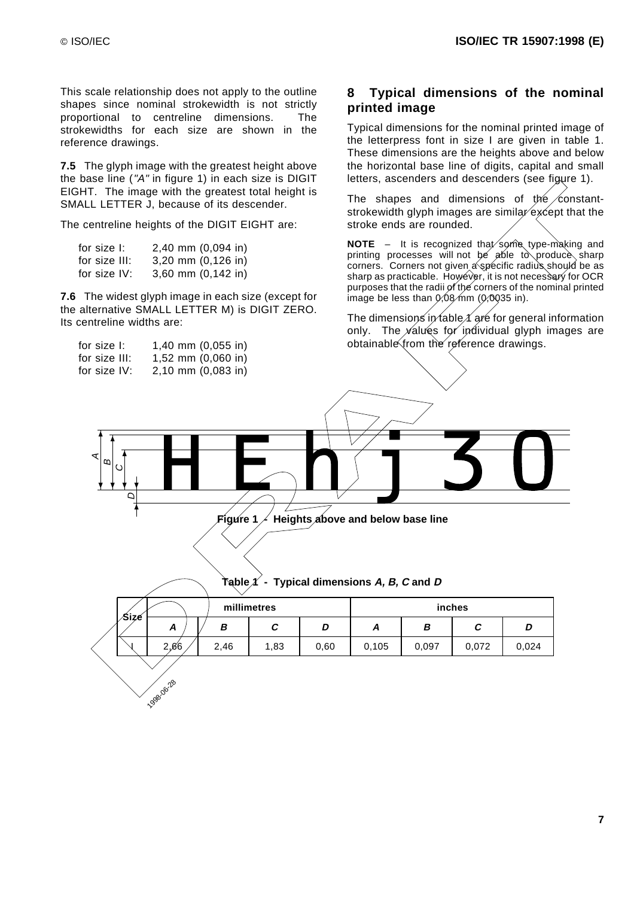This scale relationship does not apply to the outline shapes since nominal strokewidth is not strictly proportional to centreline dimensions. The strokewidths for each size are shown in the reference drawings.

**7.5** The glyph image with the greatest height above the base line (*"A"* in figure 1) in each size is DIGIT EIGHT. The image with the greatest total height is SMALL LETTER J, because of its descender.

The centreline heights of the DIGIT EIGHT are:

| | |
|---|---|
| for size I: | 2,40 mm (0,094 in) |
| for size III: | 3,20 mm (0,126 in) |
| for size IV: | 3,60 mm (0,142 in) |

**7.6** The widest glyph image in each size (except for the alternative SMALL LETTER M) is DIGIT ZERO. Its centreline widths are:

| | |
|---|---|
| for size I: | 1,40 mm (0,055 in) |
| for size III: | 1,52 mm (0,060 in) |
| for size IV: | 2,10 mm (0,083 in) |

## 8 Typical dimensions of the nominal printed image

Typical dimensions for the nominal printed image of the letterpress font in size I are given in table 1. These dimensions are the heights above and below the horizontal base line of digits, capital and small letters, ascenders and descenders (see figure 1).

The shapes and dimensions of the constant-strokewidth glyph images are similar except that the stroke ends are rounded.

**NOTE** – It is recognized that some type-making and printing processes will not be able to produce sharp corners. Corners not given a specific radius should be as sharp as practicable. However, it is not necessary for OCR purposes that the radii of the corners of the nominal printed image be less than 0,08 mm (0,0035 in).

The dimensions in table 1 are for general information only. The values for individual glyph images are obtainable from the reference drawings.

A B C D HEhj30

**Figure 1 - Heights above and below base line**

**Table 1 - Typical dimensions *A, B, C* and *D***

| Size | millimetres | | | | inches | | | |
|---|---|---|---|---|---|---|---|---|
| | ***A*** | ***B*** | ***C*** | ***D*** | ***A*** | ***B*** | ***C*** | ***D*** |
| I | 2,66 | 2,46 | 1,83 | 0,60 | 0,105 | 0,097 | 0,072 | 0,024 |

1998-06-28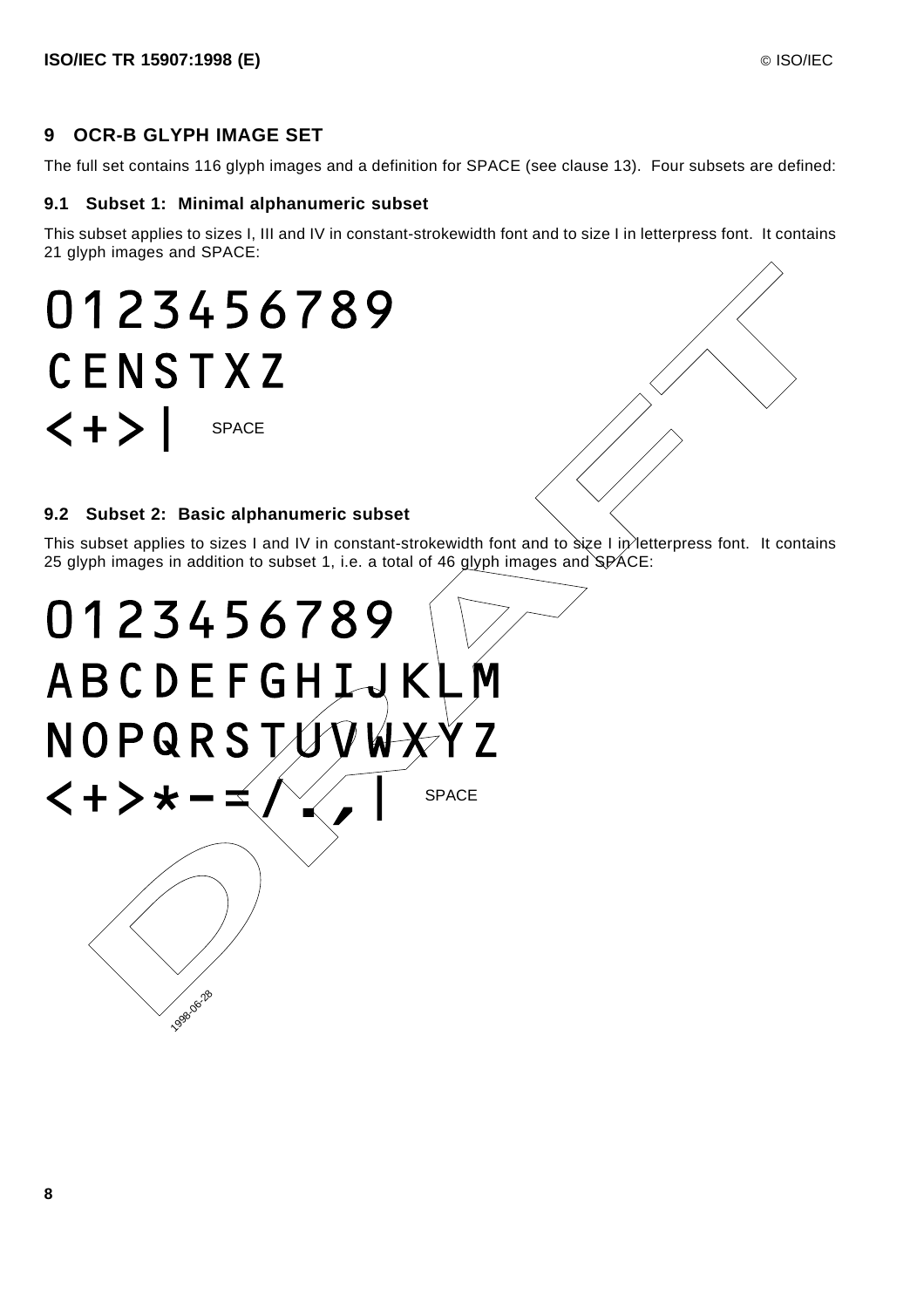## 9 OCR-B GLYPH IMAGE SET

The full set contains 116 glyph images and a definition for SPACE (see clause 13). Four subsets are defined:

### 9.1 Subset 1: Minimal alphanumeric subset

This subset applies to sizes I, III and IV in constant-strokewidth font and to size I in letterpress font. It contains 21 glyph images and SPACE:

0 1 2 3 4 5 6 7 8 9

C E N S T X Z

< + > | SPACE

### 9.2 Subset 2: Basic alphanumeric subset

This subset applies to sizes I and IV in constant-strokewidth font and to size I in letterpress font. It contains 25 glyph images in addition to subset 1, i.e. a total of 46 glyph images and SPACE:

0 1 2 3 4 5 6 7 8 9

A B C D E F G H I J K L M

N O P Q R S T U V W X Y Z

< + > * - = / . , | SPACE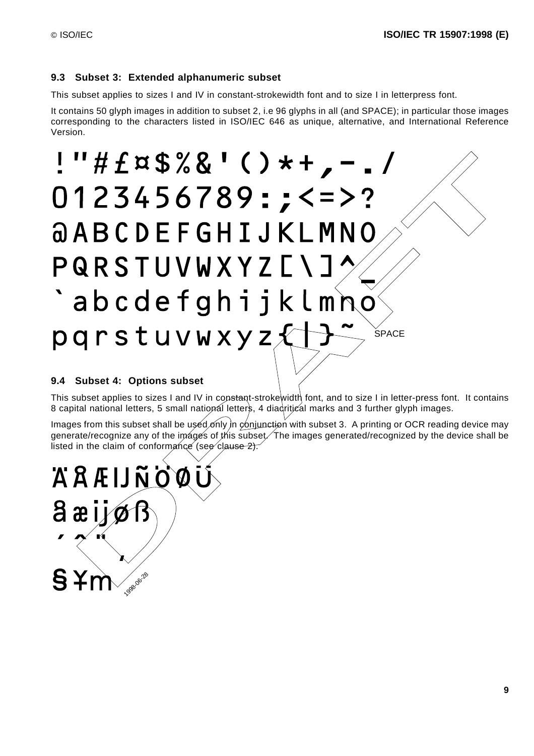### 9.3 Subset 3: Extended alphanumeric subset

This subset applies to sizes I and IV in constant-strokewidth font and to size I in letterpress font.

It contains 50 glyph images in addition to subset 2, i.e 96 glyphs in all (and SPACE); in particular those images corresponding to the characters listed in ISO/IEC 646 as unique, alternative, and International Reference Version.

```
! " # £ ¤ $ % & ' ( ) * + , - . /
0 1 2 3 4 5 6 7 8 9 : ; < = > ?
@ A B C D E F G H I J K L M N O
P Q R S T U V W X Y Z [ \ ] ^ _
` a b c d e f g h i j k l m n o
p q r s t u v w x y z { | } ~      SPACE
```

### 9.4 Subset 4: Options subset

This subset applies to sizes I and IV in constant-strokewidth font, and to size I in letter-press font. It contains 8 capital national letters, 5 small national letters, 4 diacritical marks and 3 further glyph images.

Images from this subset shall be used only in conjunction with subset 3. A printing or OCR reading device may generate/recognize any of the images of this subset. The images generated/recognized by the device shall be listed in the claim of conformance (see clause 2).

```
Ä Å Æ Ĳ Ñ Ö Ø Ü
å æ ĳ ø ß
´ ^ ¨ ¸
§ ¥ µ
```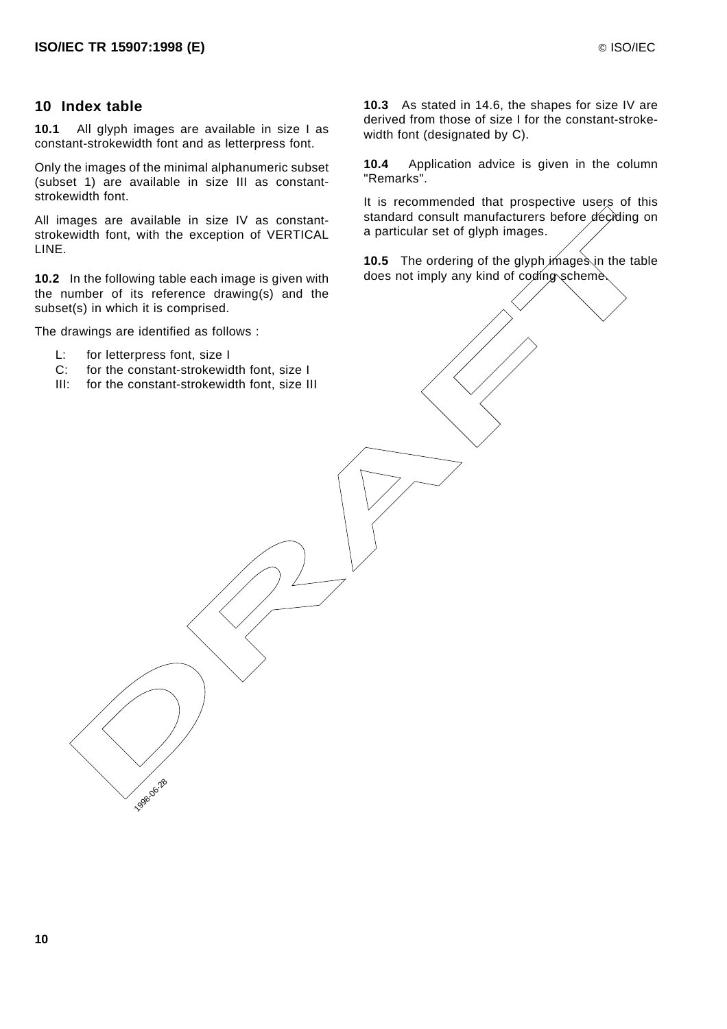## 10 Index table

**10.1** All glyph images are available in size I as constant-strokewidth font and as letterpress font.

Only the images of the minimal alphanumeric subset (subset 1) are available in size III as constant-strokewidth font.

All images are available in size IV as constant-strokewidth font, with the exception of VERTICAL LINE.

**10.2** In the following table each image is given with the number of its reference drawing(s) and the subset(s) in which it is comprised.

The drawings are identified as follows :

- L: for letterpress font, size I
- C: for the constant-strokewidth font, size I
- III: for the constant-strokewidth font, size III

**10.3** As stated in 14.6, the shapes for size IV are derived from those of size I for the constant-strokewidth font (designated by C).

**10.4** Application advice is given in the column "Remarks".

It is recommended that prospective users of this standard consult manufacturers before deciding on a particular set of glyph images.

**10.5** The ordering of the glyph images in the table does not imply any kind of coding scheme.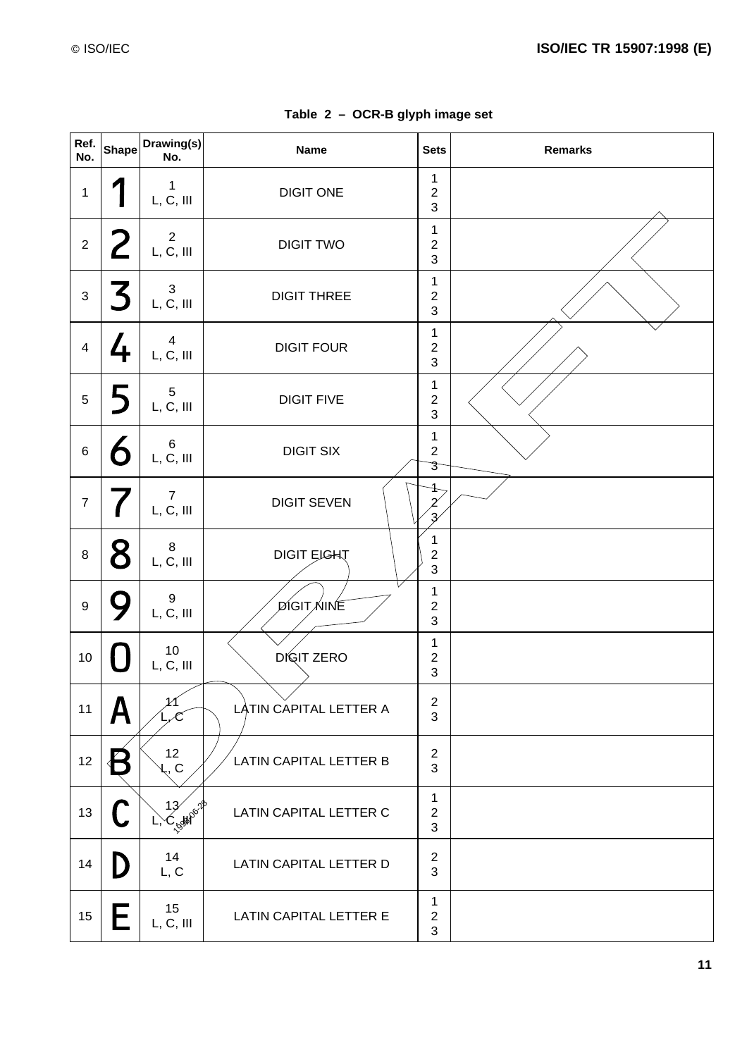**Table 2 – OCR-B glyph image set**

| Ref. No. | Shape | Drawing(s) No. | Name | Sets | Remarks |
|---|---|---|---|---|---|
| 1 | 1 | 1<br>L, C, III | DIGIT ONE | 1<br>2<br>3 | |
| 2 | 2 | 2<br>L, C, III | DIGIT TWO | 1<br>2<br>3 | |
| 3 | 3 | 3<br>L, C, III | DIGIT THREE | 1<br>2<br>3 | |
| 4 | 4 | 4<br>L, C, III | DIGIT FOUR | 1<br>2<br>3 | |
| 5 | 5 | 5<br>L, C, III | DIGIT FIVE | 1<br>2<br>3 | |
| 6 | 6 | 6<br>L, C, III | DIGIT SIX | 1<br>2<br>3 | |
| 7 | 7 | 7<br>L, C, III | DIGIT SEVEN | 1<br>2<br>3 | |
| 8 | 8 | 8<br>L, C, III | DIGIT EIGHT | 1<br>2<br>3 | |
| 9 | 9 | 9<br>L, C, III | DIGIT NINE | 1<br>2<br>3 | |
| 10 | 0 | 10<br>L, C, III | DIGIT ZERO | 1<br>2<br>3 | |
| 11 | A | 11<br>L, C | LATIN CAPITAL LETTER A | 2<br>3 | |
| 12 | B | 12<br>L, C | LATIN CAPITAL LETTER B | 2<br>3 | |
| 13 | C | 13<br>L, C, III | LATIN CAPITAL LETTER C | 1<br>2<br>3 | |
| 14 | D | 14<br>L, C | LATIN CAPITAL LETTER D | 2<br>3 | |
| 15 | E | 15<br>L, C, III | LATIN CAPITAL LETTER E | 1<br>2<br>3 | |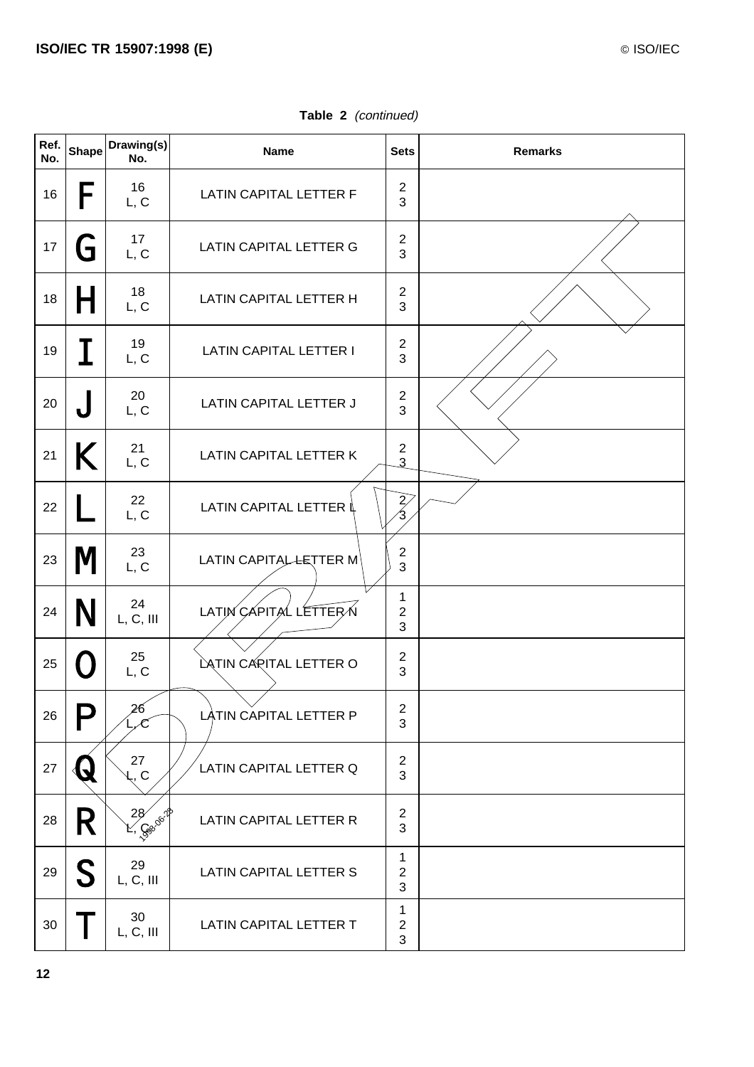**Table 2** *(continued)*

| Ref. No. | Shape | Drawing(s) No. | Name | Sets | Remarks |
|---|---|---|---|---|---|
| 16 | F | 16<br>L, C | LATIN CAPITAL LETTER F | 2<br>3 | |
| 17 | G | 17<br>L, C | LATIN CAPITAL LETTER G | 2<br>3 | |
| 18 | H | 18<br>L, C | LATIN CAPITAL LETTER H | 2<br>3 | |
| 19 | I | 19<br>L, C | LATIN CAPITAL LETTER I | 2<br>3 | |
| 20 | J | 20<br>L, C | LATIN CAPITAL LETTER J | 2<br>3 | |
| 21 | K | 21<br>L, C | LATIN CAPITAL LETTER K | 2<br>3 | |
| 22 | L | 22<br>L, C | LATIN CAPITAL LETTER L | 2<br>3 | |
| 23 | M | 23<br>L, C | LATIN CAPITAL LETTER M | 2<br>3 | |
| 24 | N | 24<br>L, C, III | LATIN CAPITAL LETTER N | 1<br>2<br>3 | |
| 25 | O | 25<br>L, C | LATIN CAPITAL LETTER O | 2<br>3 | |
| 26 | P | 26<br>L, C | LATIN CAPITAL LETTER P | 2<br>3 | |
| 27 | Q | 27<br>L, C | LATIN CAPITAL LETTER Q | 2<br>3 | |
| 28 | R | 28<br>L, C | LATIN CAPITAL LETTER R | 2<br>3 | |
| 29 | S | 29<br>L, C, III | LATIN CAPITAL LETTER S | 1<br>2<br>3 | |
| 30 | T | 30<br>L, C, III | LATIN CAPITAL LETTER T | 1<br>2<br>3 | |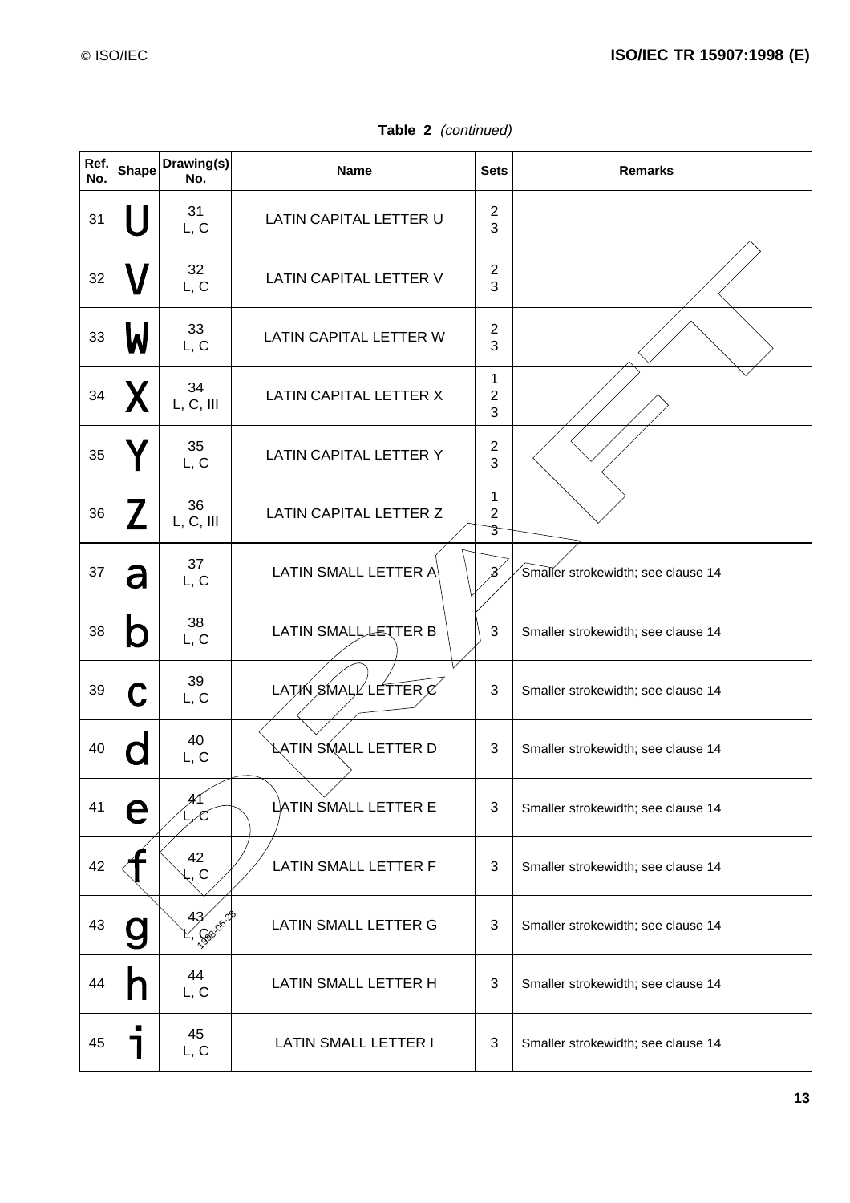**Table 2** *(continued)*

| Ref. No. | Shape | Drawing(s) No. | Name | Sets | Remarks |
|---|---|---|---|---|---|
| 31 | U | 31<br>L, C | LATIN CAPITAL LETTER U | 2<br>3 | |
| 32 | V | 32<br>L, C | LATIN CAPITAL LETTER V | 2<br>3 | |
| 33 | W | 33<br>L, C | LATIN CAPITAL LETTER W | 2<br>3 | |
| 34 | X | 34<br>L, C, III | LATIN CAPITAL LETTER X | 1<br>2<br>3 | |
| 35 | Y | 35<br>L, C | LATIN CAPITAL LETTER Y | 2<br>3 | |
| 36 | Z | 36<br>L, C, III | LATIN CAPITAL LETTER Z | 1<br>2<br>3 | |
| 37 | a | 37<br>L, C | LATIN SMALL LETTER A | 3 | Smaller strokewidth; see clause 14 |
| 38 | b | 38<br>L, C | LATIN SMALL LETTER B | 3 | Smaller strokewidth; see clause 14 |
| 39 | c | 39<br>L, C | LATIN SMALL LETTER C | 3 | Smaller strokewidth; see clause 14 |
| 40 | d | 40<br>L, C | LATIN SMALL LETTER D | 3 | Smaller strokewidth; see clause 14 |
| 41 | e | 41<br>L, C | LATIN SMALL LETTER E | 3 | Smaller strokewidth; see clause 14 |
| 42 | f | 42<br>L, C | LATIN SMALL LETTER F | 3 | Smaller strokewidth; see clause 14 |
| 43 | g | 43<br>L, C | LATIN SMALL LETTER G | 3 | Smaller strokewidth; see clause 14 |
| 44 | h | 44<br>L, C | LATIN SMALL LETTER H | 3 | Smaller strokewidth; see clause 14 |
| 45 | i | 45<br>L, C | LATIN SMALL LETTER I | 3 | Smaller strokewidth; see clause 14 |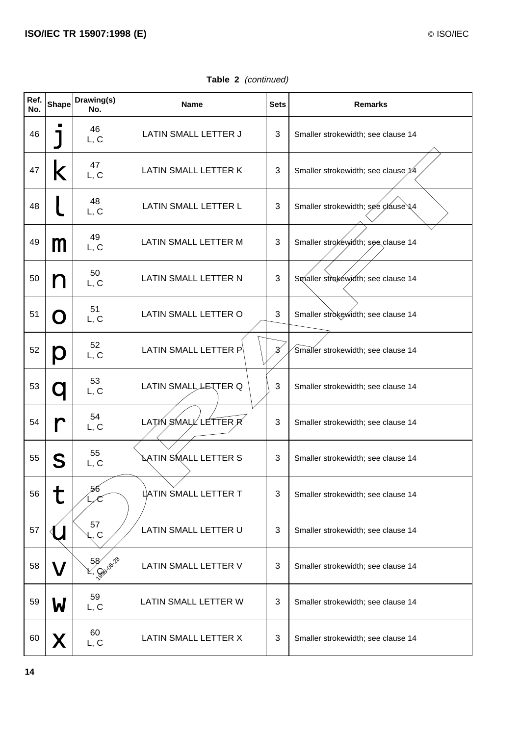**Table 2** *(continued)*

| Ref. No. | Shape | Drawing(s) No. | Name | Sets | Remarks |
|---|---|---|---|---|---|
| 46 | j | 46 L, C | LATIN SMALL LETTER J | 3 | Smaller strokewidth; see clause 14 |
| 47 | k | 47 L, C | LATIN SMALL LETTER K | 3 | Smaller strokewidth; see clause 14 |
| 48 | l | 48 L, C | LATIN SMALL LETTER L | 3 | Smaller strokewidth; see clause 14 |
| 49 | m | 49 L, C | LATIN SMALL LETTER M | 3 | Smaller strokewidth; see clause 14 |
| 50 | n | 50 L, C | LATIN SMALL LETTER N | 3 | Smaller strokewidth; see clause 14 |
| 51 | o | 51 L, C | LATIN SMALL LETTER O | 3 | Smaller strokewidth; see clause 14 |
| 52 | p | 52 L, C | LATIN SMALL LETTER P | 3 | Smaller strokewidth; see clause 14 |
| 53 | q | 53 L, C | LATIN SMALL LETTER Q | 3 | Smaller strokewidth; see clause 14 |
| 54 | r | 54 L, C | LATIN SMALL LETTER R | 3 | Smaller strokewidth; see clause 14 |
| 55 | s | 55 L, C | LATIN SMALL LETTER S | 3 | Smaller strokewidth; see clause 14 |
| 56 | t | 56 L, C | LATIN SMALL LETTER T | 3 | Smaller strokewidth; see clause 14 |
| 57 | u | 57 L, C | LATIN SMALL LETTER U | 3 | Smaller strokewidth; see clause 14 |
| 58 | v | 58 L, C | LATIN SMALL LETTER V | 3 | Smaller strokewidth; see clause 14 |
| 59 | w | 59 L, C | LATIN SMALL LETTER W | 3 | Smaller strokewidth; see clause 14 |
| 60 | x | 60 L, C | LATIN SMALL LETTER X | 3 | Smaller strokewidth; see clause 14 |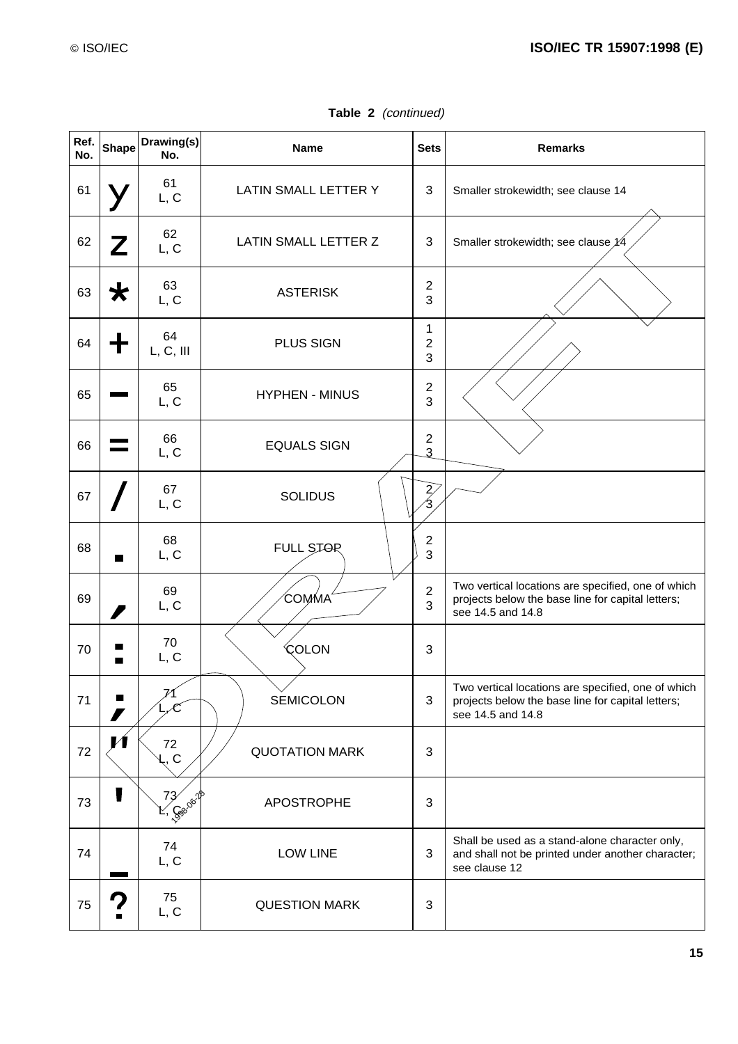**Table 2** *(continued)*

| Ref. No. | Shape | Drawing(s) No. | Name | Sets | Remarks |
|---|---|---|---|---|---|
| 61 | y | 61 L, C | LATIN SMALL LETTER Y | 3 | Smaller strokewidth; see clause 14 |
| 62 | z | 62 L, C | LATIN SMALL LETTER Z | 3 | Smaller strokewidth; see clause 14 |
| 63 | * | 63 L, C | ASTERISK | 2 3 | |
| 64 | + | 64 L, C, III | PLUS SIGN | 1 2 3 | |
| 65 | - | 65 L, C | HYPHEN - MINUS | 2 3 | |
| 66 | = | 66 L, C | EQUALS SIGN | 2 3 | |
| 67 | / | 67 L, C | SOLIDUS | 2 3 | |
| 68 | . | 68 L, C | FULL STOP | 2 3 | |
| 69 | , | 69 L, C | COMMA | 2 3 | Two vertical locations are specified, one of which projects below the base line for capital letters; see 14.5 and 14.8 |
| 70 | : | 70 L, C | COLON | 3 | |
| 71 | ; | 71 L, C | SEMICOLON | 3 | Two vertical locations are specified, one of which projects below the base line for capital letters; see 14.5 and 14.8 |
| 72 | " | 72 L, C | QUOTATION MARK | 3 | |
| 73 | ' | 73 L, C | APOSTROPHE | 3 | |
| 74 | _ | 74 L, C | LOW LINE | 3 | Shall be used as a stand-alone character only, and shall not be printed under another character; see clause 12 |
| 75 | ? | 75 L, C | QUESTION MARK | 3 | |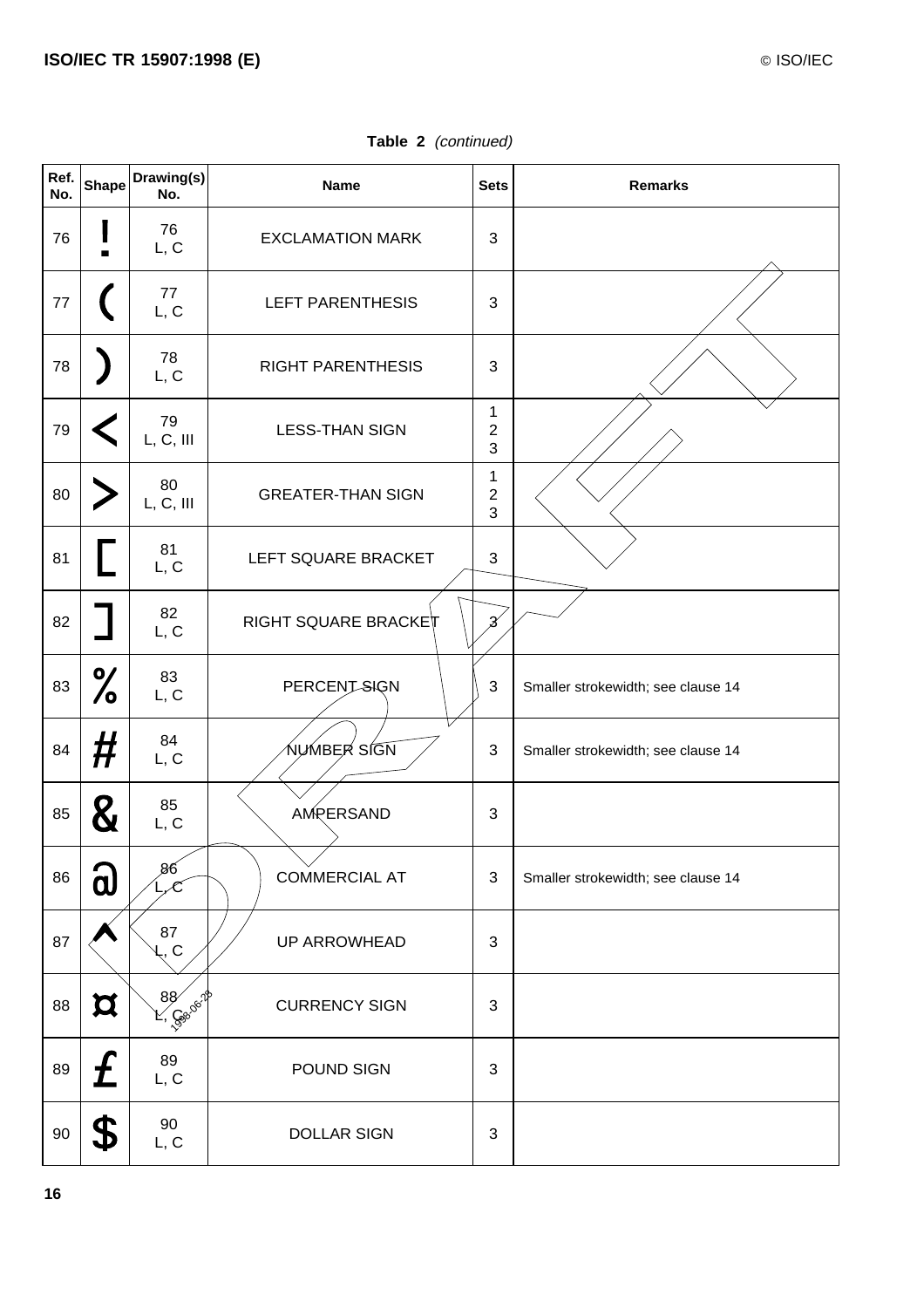**Table 2** *(continued)*

| Ref. No. | Shape | Drawing(s) No. | Name | Sets | Remarks |
|---|---|---|---|---|---|
| 76 | ! | 76 L, C | EXCLAMATION MARK | 3 | |
| 77 | ( | 77 L, C | LEFT PARENTHESIS | 3 | |
| 78 | ) | 78 L, C | RIGHT PARENTHESIS | 3 | |
| 79 | < | 79 L, C, III | LESS-THAN SIGN | 1 2 3 | |
| 80 | > | 80 L, C, III | GREATER-THAN SIGN | 1 2 3 | |
| 81 | [ | 81 L, C | LEFT SQUARE BRACKET | 3 | |
| 82 | ] | 82 L, C | RIGHT SQUARE BRACKET | 3 | |
| 83 | % | 83 L, C | PERCENT SIGN | 3 | Smaller strokewidth; see clause 14 |
| 84 | # | 84 L, C | NUMBER SIGN | 3 | Smaller strokewidth; see clause 14 |
| 85 | & | 85 L, C | AMPERSAND | 3 | |
| 86 | @ | 86 L, C | COMMERCIAL AT | 3 | Smaller strokewidth; see clause 14 |
| 87 | ^ | 87 L, C | UP ARROWHEAD | 3 | |
| 88 | ¤ | 88 L, C | CURRENCY SIGN | 3 | |
| 89 | £ | 89 L, C | POUND SIGN | 3 | |
| 90 | $ | 90 L, C | DOLLAR SIGN | 3 | |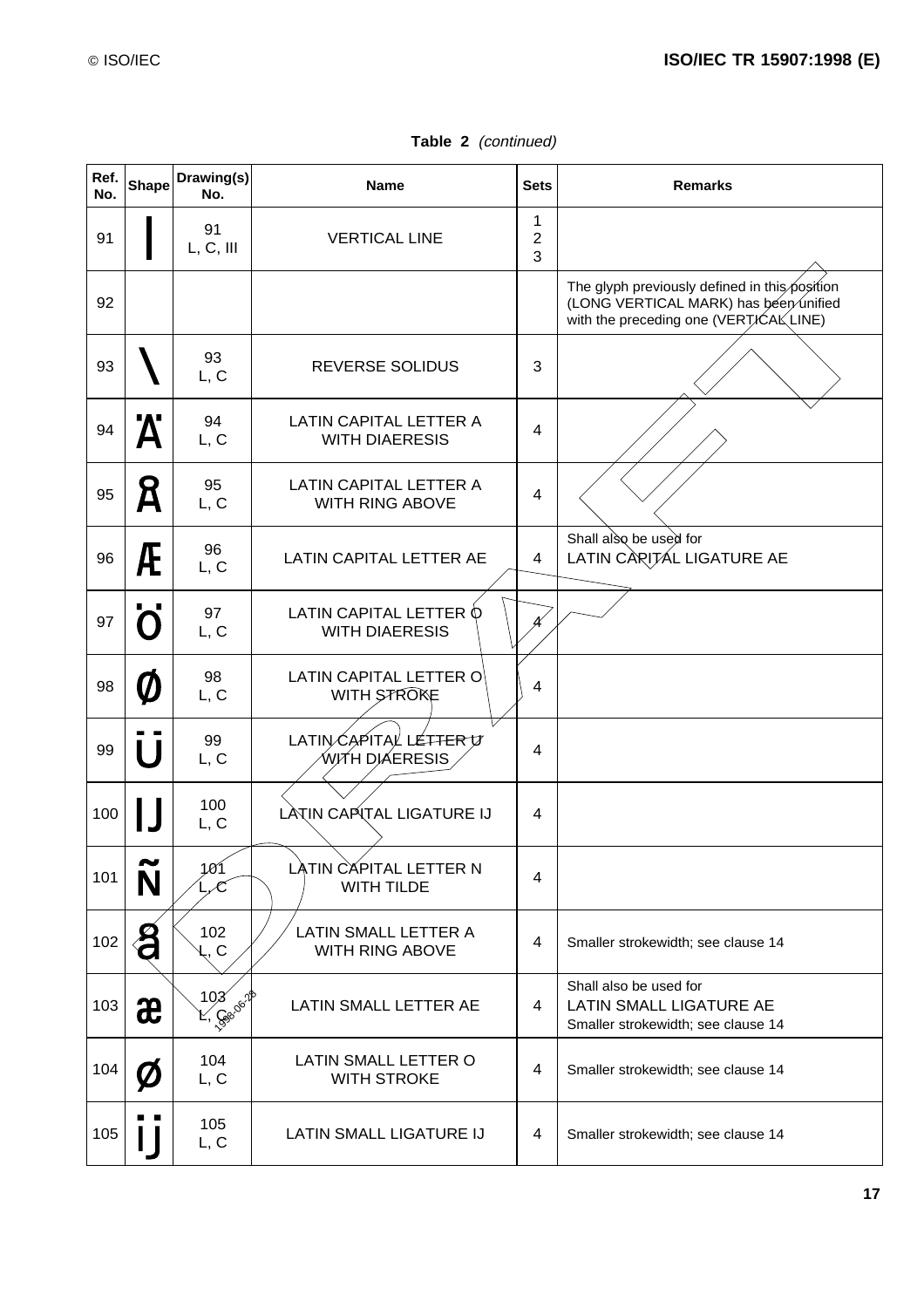**Table 2** *(continued)*

| Ref. No. | Shape | Drawing(s) No. | Name | Sets | Remarks |
|---|---|---|---|---|---|
| 91 | \| | 91<br>L, C, III | VERTICAL LINE | 1<br>2<br>3 | |
| 92 | | | | | The glyph previously defined in this position (LONG VERTICAL MARK) has been unified with the preceding one (VERTICAL LINE) |
| 93 | \ | 93<br>L, C | REVERSE SOLIDUS | 3 | |
| 94 | Ä | 94<br>L, C | LATIN CAPITAL LETTER A WITH DIAERESIS | 4 | |
| 95 | Å | 95<br>L, C | LATIN CAPITAL LETTER A WITH RING ABOVE | 4 | |
| 96 | Æ | 96<br>L, C | LATIN CAPITAL LETTER AE | 4 | Shall also be used for LATIN CAPITAL LIGATURE AE |
| 97 | Ö | 97<br>L, C | LATIN CAPITAL LETTER O WITH DIAERESIS | 4 | |
| 98 | Ø | 98<br>L, C | LATIN CAPITAL LETTER O WITH STROKE | 4 | |
| 99 | Ü | 99<br>L, C | LATIN CAPITAL LETTER U WITH DIAERESIS | 4 | |
| 100 | Ĳ | 100<br>L, C | LATIN CAPITAL LIGATURE IJ | 4 | |
| 101 | Ñ | 101<br>L, C | LATIN CAPITAL LETTER N WITH TILDE | 4 | |
| 102 | å | 102<br>L, C | LATIN SMALL LETTER A WITH RING ABOVE | 4 | Smaller strokewidth; see clause 14 |
| 103 | æ | 103<br>L, C | LATIN SMALL LETTER AE | 4 | Shall also be used for LATIN SMALL LIGATURE AE<br>Smaller strokewidth; see clause 14 |
| 104 | ø | 104<br>L, C | LATIN SMALL LETTER O WITH STROKE | 4 | Smaller strokewidth; see clause 14 |
| 105 | ĳ | 105<br>L, C | LATIN SMALL LIGATURE IJ | 4 | Smaller strokewidth; see clause 14 |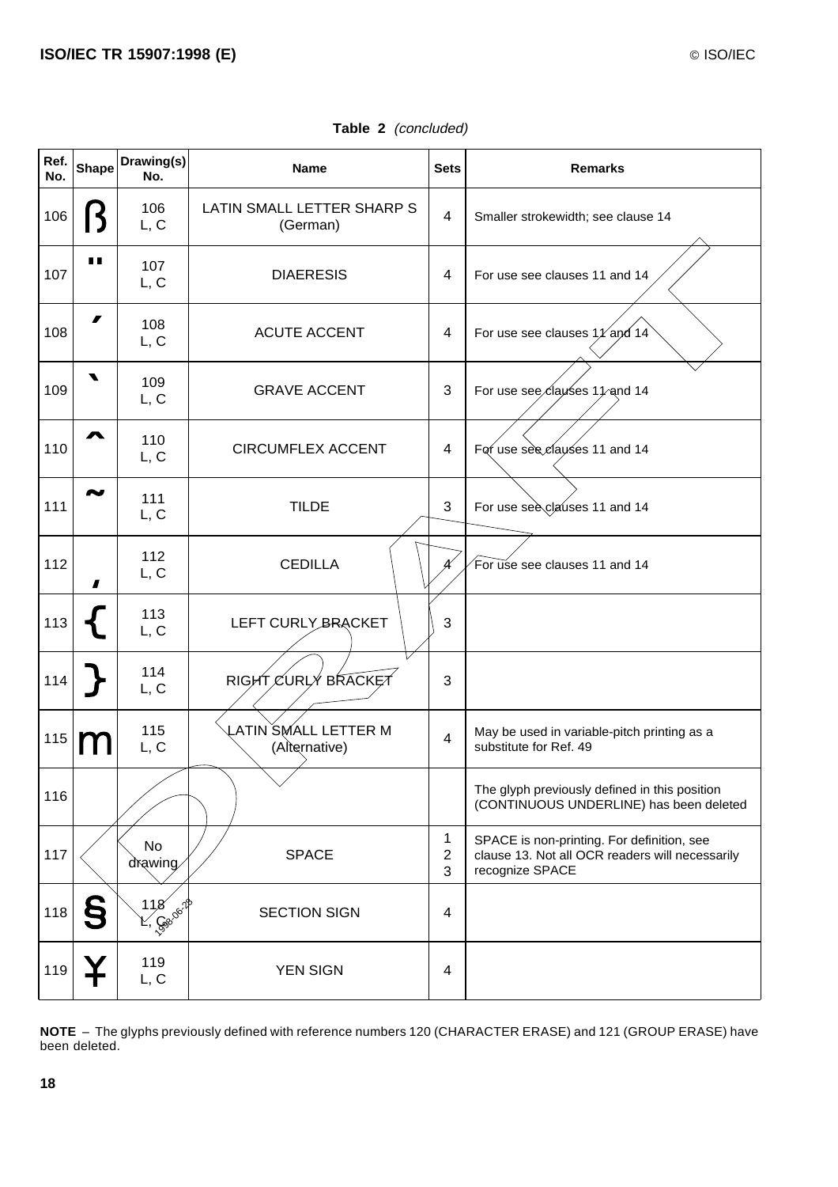**Table 2** *(concluded)*

| Ref. No. | Shape | Drawing(s) No. | Name | Sets | Remarks |
|---|---|---|---|---|---|
| 106 | ß | 106 L, C | LATIN SMALL LETTER SHARP S (German) | 4 | Smaller strokewidth; see clause 14 |
| 107 | ¨ | 107 L, C | DIAERESIS | 4 | For use see clauses 11 and 14 |
| 108 | ´ | 108 L, C | ACUTE ACCENT | 4 | For use see clauses 11 and 14 |
| 109 | ` | 109 L, C | GRAVE ACCENT | 3 | For use see clauses 11 and 14 |
| 110 | ^ | 110 L, C | CIRCUMFLEX ACCENT | 4 | For use see clauses 11 and 14 |
| 111 | ~ | 111 L, C | TILDE | 3 | For use see clauses 11 and 14 |
| 112 | ¸ | 112 L, C | CEDILLA | 4 | For use see clauses 11 and 14 |
| 113 | { | 113 L, C | LEFT CURLY BRACKET | 3 | |
| 114 | } | 114 L, C | RIGHT CURLY BRACKET | 3 | |
| 115 | m | 115 L, C | LATIN SMALL LETTER M (Alternative) | 4 | May be used in variable-pitch printing as a substitute for Ref. 49 |
| 116 | | | | | The glyph previously defined in this position (CONTINUOUS UNDERLINE) has been deleted |
| 117 | | No drawing | SPACE | 1 2 3 | SPACE is non-printing. For definition, see clause 13. Not all OCR readers will necessarily recognize SPACE |
| 118 | § | 118 L, C | SECTION SIGN | 4 | |
| 119 | ¥ | 119 L, C | YEN SIGN | 4 | |

**NOTE** – The glyphs previously defined with reference numbers 120 (CHARACTER ERASE) and 121 (GROUP ERASE) have been deleted.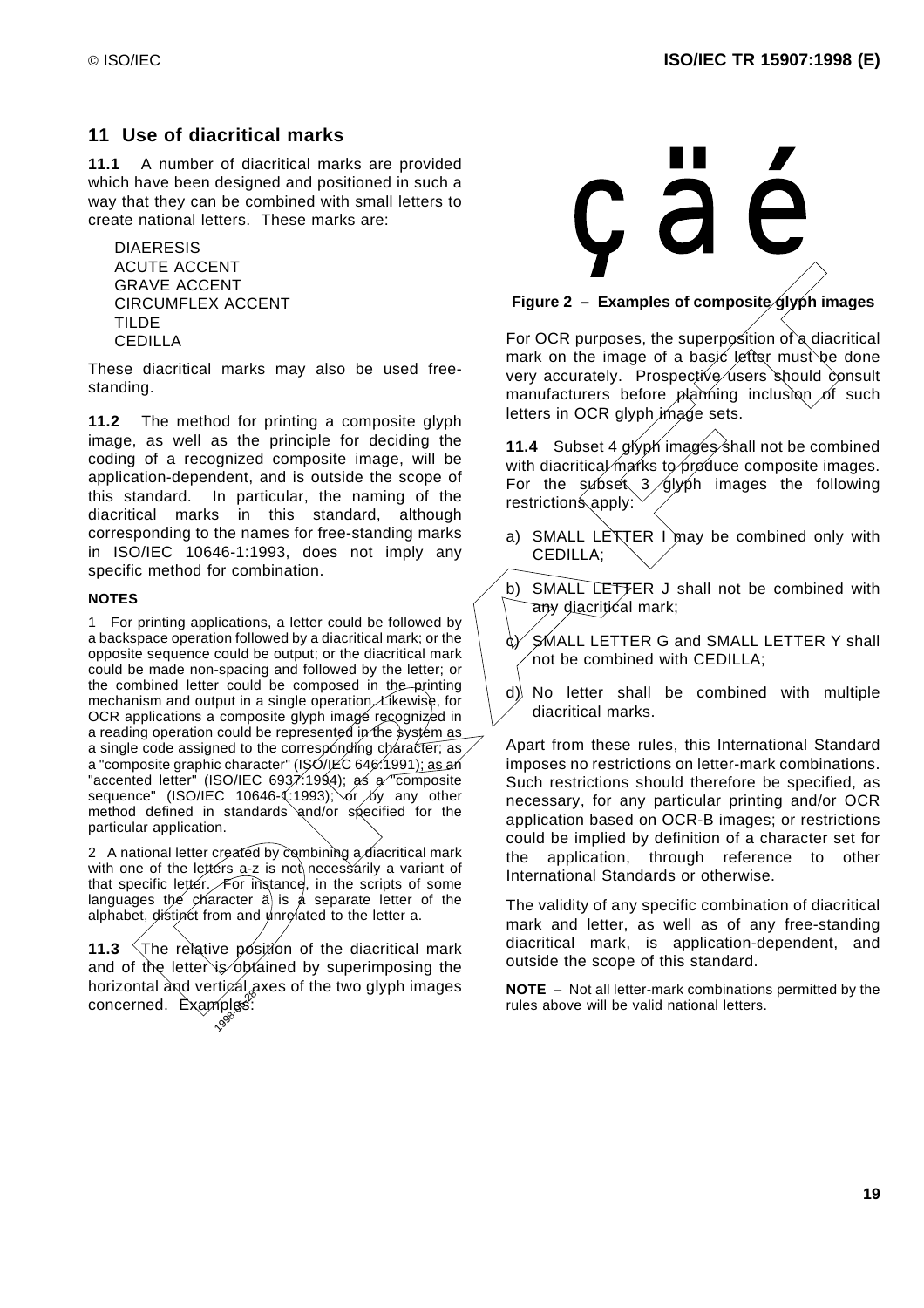## 11 Use of diacritical marks

**11.1** A number of diacritical marks are provided which have been designed and positioned in such a way that they can be combined with small letters to create national letters. These marks are:

DIAERESIS
ACUTE ACCENT
GRAVE ACCENT
CIRCUMFLEX ACCENT
TILDE
CEDILLA

These diacritical marks may also be used free-standing.

**11.2** The method for printing a composite glyph image, as well as the principle for deciding the coding of a recognized composite image, will be application-dependent, and is outside the scope of this standard. In particular, the naming of the diacritical marks in this standard, although corresponding to the names for free-standing marks in ISO/IEC 10646-1:1993, does not imply any specific method for combination.

**NOTES**

1 For printing applications, a letter could be followed by a backspace operation followed by a diacritical mark; or the opposite sequence could be output; or the diacritical mark could be made non-spacing and followed by the letter; or the combined letter could be composed in the printing mechanism and output in a single operation. Likewise, for OCR applications a composite glyph image recognized in a reading operation could be represented in the system as a single code assigned to the corresponding character; as a "composite graphic character" (ISO/IEC 646:1991); as an "accented letter" (ISO/IEC 6937:1994); as a "composite sequence" (ISO/IEC 10646-1:1993); or by any other method defined in standards and/or specified for the particular application.

2 A national letter created by combining a diacritical mark with one of the letters a-z is not necessarily a variant of that specific letter. For instance, in the scripts of some languages the character ä is a separate letter of the alphabet, distinct from and unrelated to the letter a.

**11.3** The relative position of the diacritical mark and of the letter is obtained by superimposing the horizontal and vertical axes of the two glyph images concerned. Examples:

ç ä é

**Figure 2 – Examples of composite glyph images**

For OCR purposes, the superposition of a diacritical mark on the image of a basic letter must be done very accurately. Prospective users should consult manufacturers before planning inclusion of such letters in OCR glyph image sets.

**11.4** Subset 4 glyph images shall not be combined with diacritical marks to produce composite images. For the subset 3 glyph images the following restrictions apply:

a) SMALL LETTER I may be combined only with CEDILLA;

b) SMALL LETTER J shall not be combined with any diacritical mark;

c) SMALL LETTER G and SMALL LETTER Y shall not be combined with CEDILLA;

d) No letter shall be combined with multiple diacritical marks.

Apart from these rules, this International Standard imposes no restrictions on letter-mark combinations. Such restrictions should therefore be specified, as necessary, for any particular printing and/or OCR application based on OCR-B images; or restrictions could be implied by definition of a character set for the application, through reference to other International Standards or otherwise.

The validity of any specific combination of diacritical mark and letter, as well as of any free-standing diacritical mark, is application-dependent, and outside the scope of this standard.

**NOTE** – Not all letter-mark combinations permitted by the rules above will be valid national letters.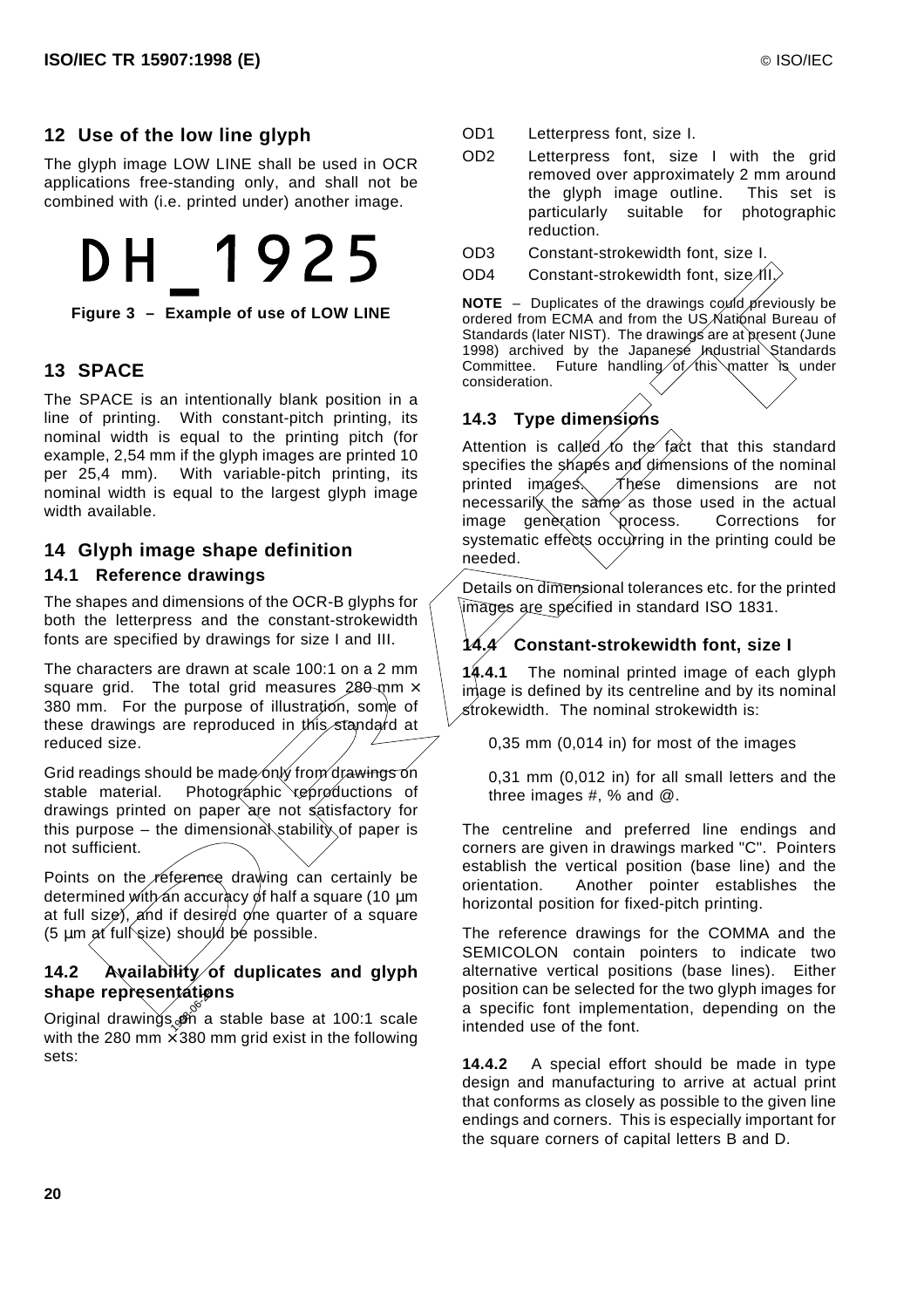## 12 Use of the low line glyph

The glyph image LOW LINE shall be used in OCR applications free-standing only, and shall not be combined with (i.e. printed under) another image.

DH_1925

**Figure 3 – Example of use of LOW LINE**

## 13 SPACE

The SPACE is an intentionally blank position in a line of printing. With constant-pitch printing, its nominal width is equal to the printing pitch (for example, 2,54 mm if the glyph images are printed 10 per 25,4 mm). With variable-pitch printing, its nominal width is equal to the largest glyph image width available.

## 14 Glyph image shape definition

### 14.1 Reference drawings

The shapes and dimensions of the OCR-B glyphs for both the letterpress and the constant-strokewidth fonts are specified by drawings for size I and III.

The characters are drawn at scale 100:1 on a 2 mm square grid. The total grid measures 280 mm × 380 mm. For the purpose of illustration, some of these drawings are reproduced in this standard at reduced size.

Grid readings should be made only from drawings on stable material. Photographic reproductions of drawings printed on paper are not satisfactory for this purpose – the dimensional stability of paper is not sufficient.

Points on the reference drawing can certainly be determined with an accuracy of half a square (10 µm at full size), and if desired one quarter of a square (5 µm at full size) should be possible.

### 14.2 Availability of duplicates and glyph shape representations

Original drawings on a stable base at 100:1 scale with the 280 mm × 380 mm grid exist in the following sets:

- OD1 Letterpress font, size I.
- OD2 Letterpress font, size I with the grid removed over approximately 2 mm around the glyph image outline. This set is particularly suitable for photographic reduction.
- OD3 Constant-strokewidth font, size I.
- OD4 Constant-strokewidth font, size III.

**NOTE** – Duplicates of the drawings could previously be ordered from ECMA and from the US National Bureau of Standards (later NIST). The drawings are at present (June 1998) archived by the Japanese Industrial Standards Committee. Future handling of this matter is under consideration.

### 14.3 Type dimensions

Attention is called to the fact that this standard specifies the shapes and dimensions of the nominal printed images. These dimensions are not necessarily the same as those used in the actual image generation process. Corrections for systematic effects occurring in the printing could be needed.

Details on dimensional tolerances etc. for the printed images are specified in standard ISO 1831.

### 14.4 Constant-strokewidth font, size I

**14.4.1** The nominal printed image of each glyph image is defined by its centreline and by its nominal strokewidth. The nominal strokewidth is:

0,35 mm (0,014 in) for most of the images

0,31 mm (0,012 in) for all small letters and the three images #, % and @.

The centreline and preferred line endings and corners are given in drawings marked "C". Pointers establish the vertical position (base line) and the orientation. Another pointer establishes the horizontal position for fixed-pitch printing.

The reference drawings for the COMMA and the SEMICOLON contain pointers to indicate two alternative vertical positions (base lines). Either position can be selected for the two glyph images for a specific font implementation, depending on the intended use of the font.

**14.4.2** A special effort should be made in type design and manufacturing to arrive at actual print that conforms as closely as possible to the given line endings and corners. This is especially important for the square corners of capital letters B and D.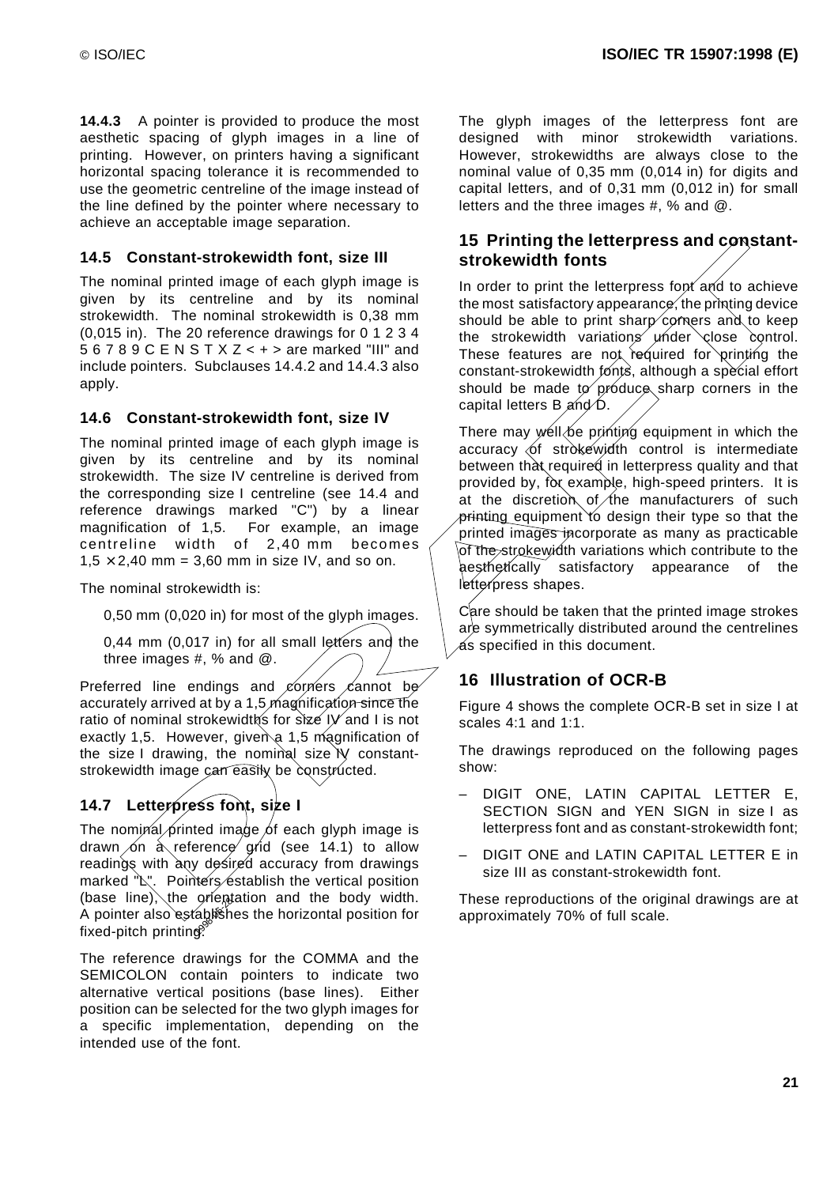**14.4.3** A pointer is provided to produce the most aesthetic spacing of glyph images in a line of printing. However, on printers having a significant horizontal spacing tolerance it is recommended to use the geometric centreline of the image instead of the line defined by the pointer where necessary to achieve an acceptable image separation.

### 14.5 Constant-strokewidth font, size III

The nominal printed image of each glyph image is given by its centreline and by its nominal strokewidth. The nominal strokewidth is 0,38 mm (0,015 in). The 20 reference drawings for 0 1 2 3 4 5 6 7 8 9 C E N S T X Z < + > are marked "III" and include pointers. Subclauses 14.4.2 and 14.4.3 also apply.

### 14.6 Constant-strokewidth font, size IV

The nominal printed image of each glyph image is given by its centreline and by its nominal strokewidth. The size IV centreline is derived from the corresponding size I centreline (see 14.4 and reference drawings marked "C") by a linear magnification of 1,5. For example, an image centreline width of 2,40 mm becomes 1,5 × 2,40 mm = 3,60 mm in size IV, and so on.

The nominal strokewidth is:

0,50 mm (0,020 in) for most of the glyph images.

0,44 mm (0,017 in) for all small letters and the three images #, % and @.

Preferred line endings and corners cannot be accurately arrived at by a 1,5 magnification since the ratio of nominal strokewidths for size IV and I is not exactly 1,5. However, given a 1,5 magnification of the size I drawing, the nominal size IV constant-strokewidth image can easily be constructed.

### 14.7 Letterpress font, size I

The nominal printed image of each glyph image is drawn on a reference grid (see 14.1) to allow readings with any desired accuracy from drawings marked "L". Pointers establish the vertical position (base line), the orientation and the body width. A pointer also establishes the horizontal position for fixed-pitch printing.

The reference drawings for the COMMA and the SEMICOLON contain pointers to indicate two alternative vertical positions (base lines). Either position can be selected for the two glyph images for a specific implementation, depending on the intended use of the font.

The glyph images of the letterpress font are designed with minor strokewidth variations. However, strokewidths are always close to the nominal value of 0,35 mm (0,014 in) for digits and capital letters, and of 0,31 mm (0,012 in) for small letters and the three images #, % and @.

## 15 Printing the letterpress and constant-strokewidth fonts

In order to print the letterpress font and to achieve the most satisfactory appearance, the printing device should be able to print sharp corners and to keep the strokewidth variations under close control. These features are not required for printing the constant-strokewidth fonts, although a special effort should be made to produce sharp corners in the capital letters B and D.

There may well be printing equipment in which the accuracy of strokewidth control is intermediate between that required in letterpress quality and that provided by, for example, high-speed printers. It is at the discretion of the manufacturers of such printing equipment to design their type so that the printed images incorporate as many as practicable of the strokewidth variations which contribute to the aesthetically satisfactory appearance of the letterpress shapes.

Care should be taken that the printed image strokes are symmetrically distributed around the centrelines as specified in this document.

## 16 Illustration of OCR-B

Figure 4 shows the complete OCR-B set in size I at scales 4:1 and 1:1.

The drawings reproduced on the following pages show:

- DIGIT ONE, LATIN CAPITAL LETTER E, SECTION SIGN and YEN SIGN in size I as letterpress font and as constant-strokewidth font;
- DIGIT ONE and LATIN CAPITAL LETTER E in size III as constant-strokewidth font.

These reproductions of the original drawings are at approximately 70% of full scale.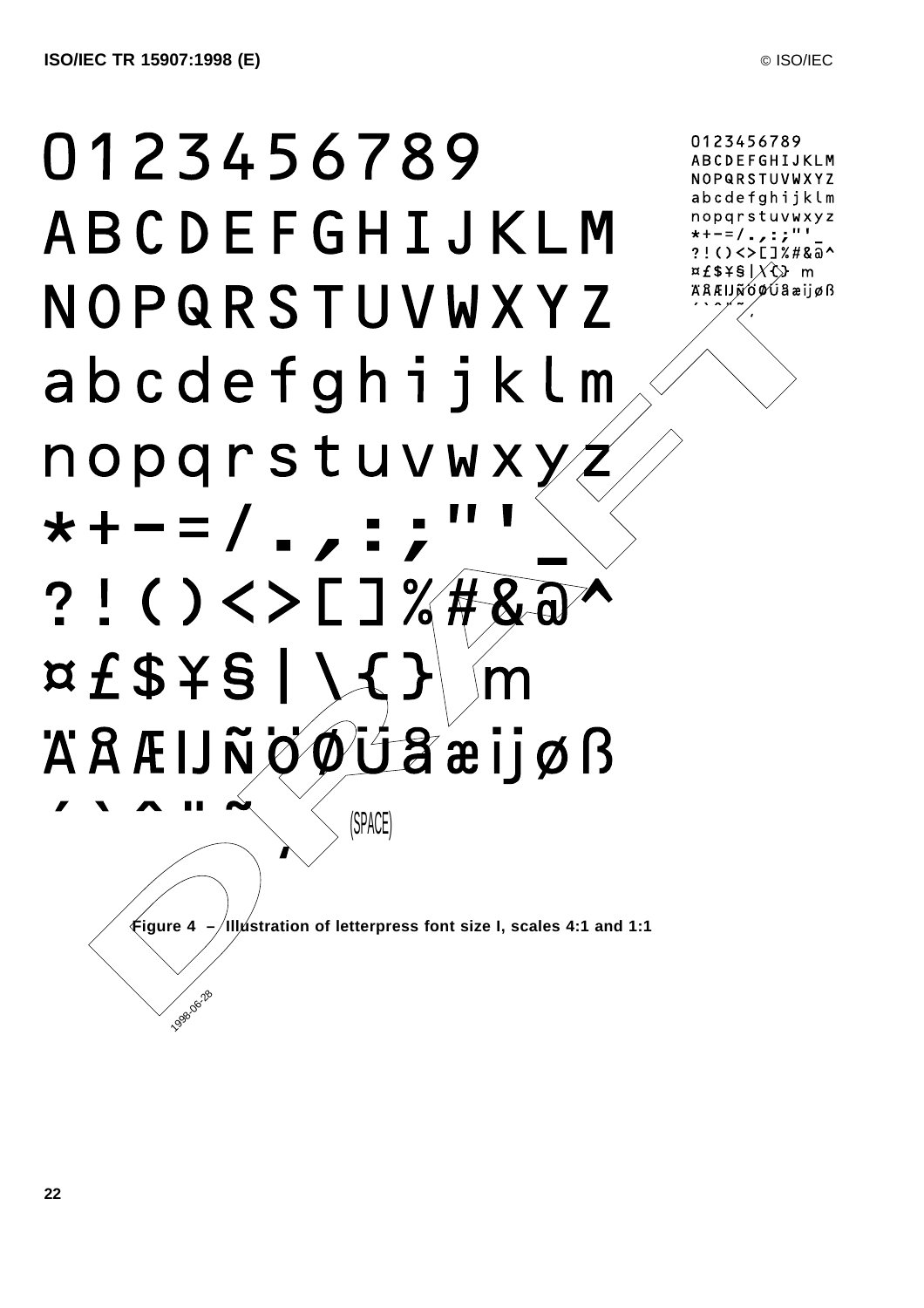0123456789
ABCDEFGHIJKLM
NOPQRSTUVWXYZ
abcdefghijklm
nopqrstuvwxyz
*+-=/.,:;"'_
?!()<>[]%#&@^
¤£$¥§|\{} m
ÄÅÆIJÑÖØÜåæijøß
´`^¨~¸ (SPACE)

0123456789
ABCDEFGHIJKLM
NOPQRSTUVWXYZ
abcdefghijklm
nopqrstuvwxyz
*+-=/.,:;"'_
?!()<>[]%#&@^
¤£$¥§|\{} m
ÄÅÆIJÑÖØÜåæijøß
´`^¨~¸

**Figure 4 – Illustration of letterpress font size I, scales 4:1 and 1:1**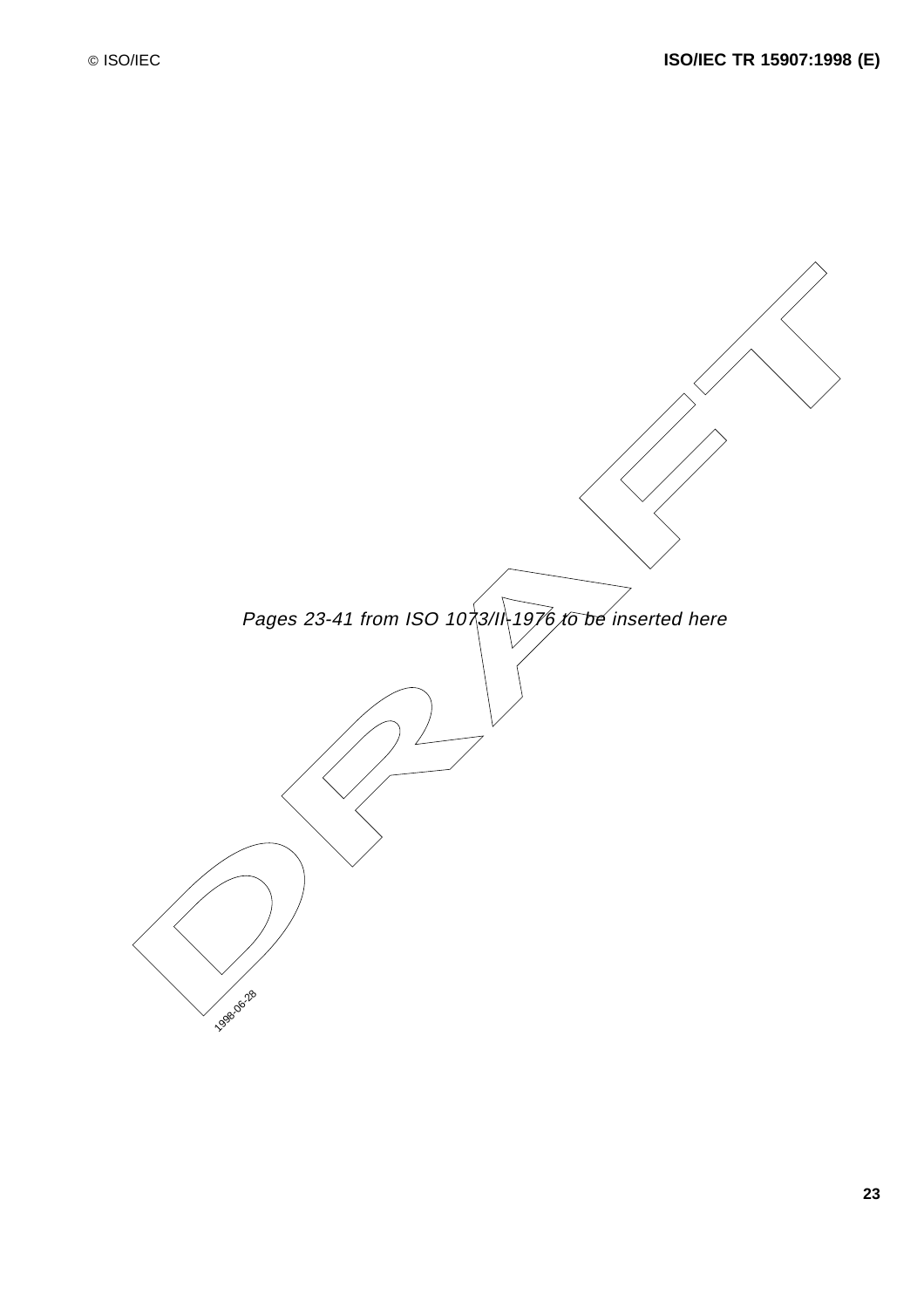*Pages 23-41 from ISO 1073/II-1976 to be inserted here*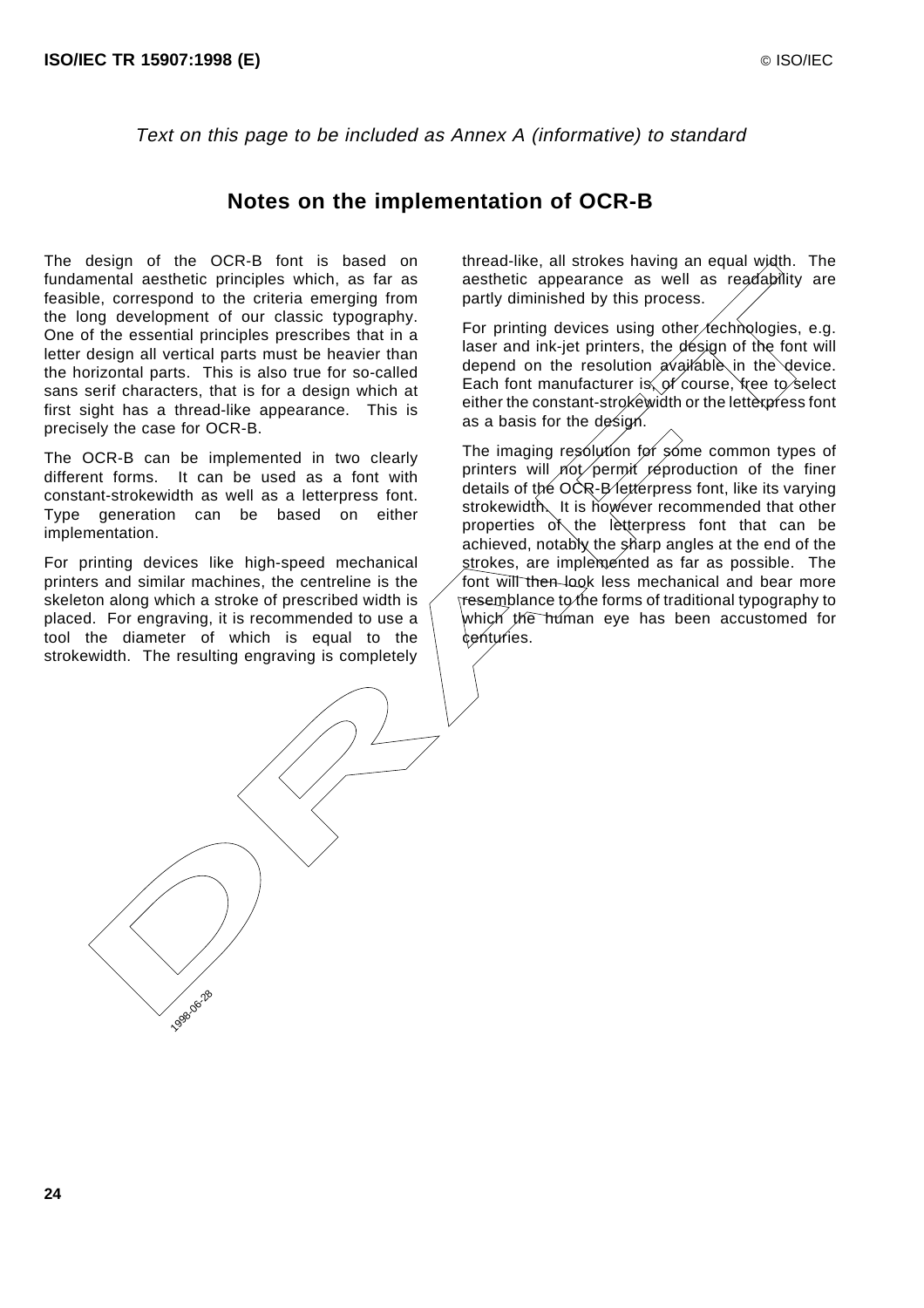*Text on this page to be included as Annex A (informative) to standard*

## Notes on the implementation of OCR-B

The design of the OCR-B font is based on fundamental aesthetic principles which, as far as feasible, correspond to the criteria emerging from the long development of our classic typography. One of the essential principles prescribes that in a letter design all vertical parts must be heavier than the horizontal parts. This is also true for so-called sans serif characters, that is for a design which at first sight has a thread-like appearance. This is precisely the case for OCR-B.

The OCR-B can be implemented in two clearly different forms. It can be used as a font with constant-strokewidth as well as a letterpress font. Type generation can be based on either implementation.

For printing devices like high-speed mechanical printers and similar machines, the centreline is the skeleton along which a stroke of prescribed width is placed. For engraving, it is recommended to use a tool the diameter of which is equal to the strokewidth. The resulting engraving is completely thread-like, all strokes having an equal width. The aesthetic appearance as well as readability are partly diminished by this process.

For printing devices using other technologies, e.g. laser and ink-jet printers, the design of the font will depend on the resolution available in the device. Each font manufacturer is, of course, free to select either the constant-strokewidth or the letterpress font as a basis for the design.

The imaging resolution for some common types of printers will not permit reproduction of the finer details of the OCR-B letterpress font, like its varying strokewidth. It is however recommended that other properties of the letterpress font that can be achieved, notably the sharp angles at the end of the strokes, are implemented as far as possible. The font will then look less mechanical and bear more resemblance to the forms of traditional typography to which the human eye has been accustomed for centuries.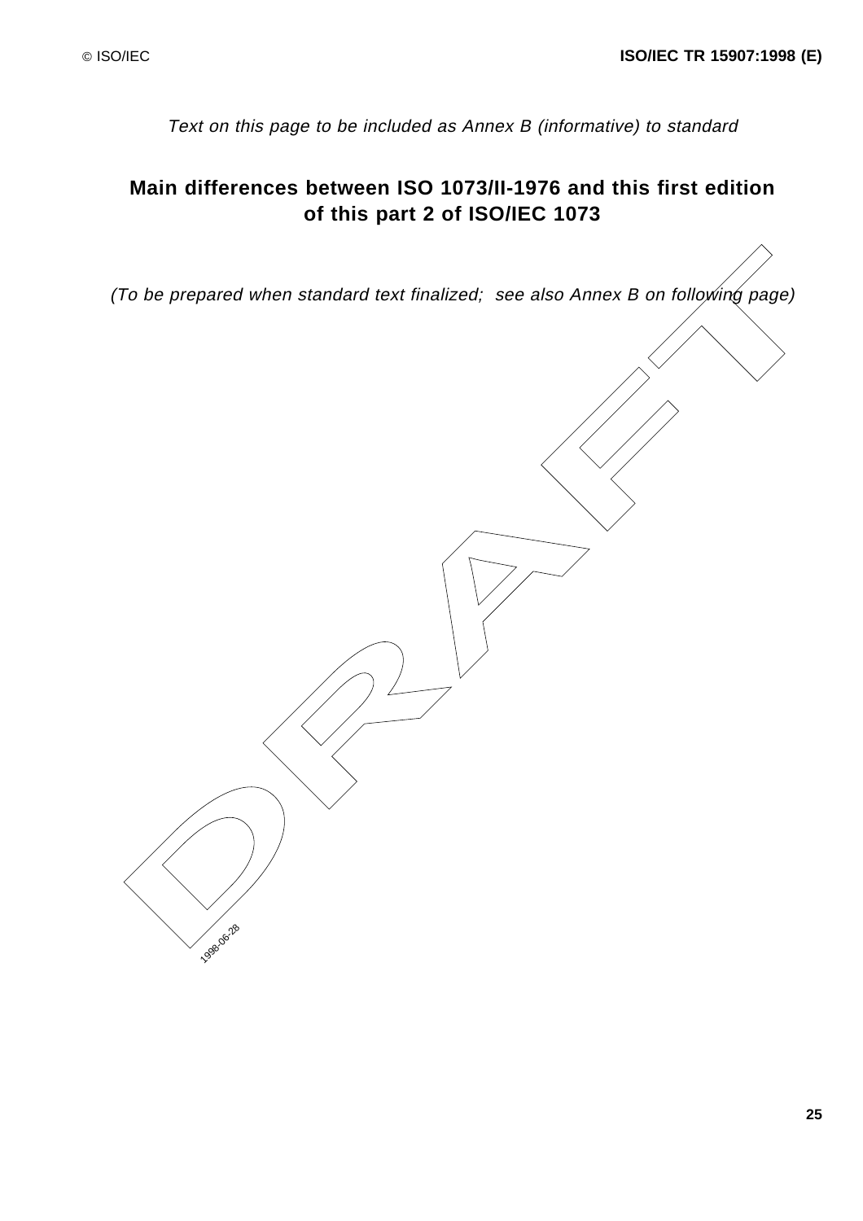*Text on this page to be included as Annex B (informative) to standard*

## Main differences between ISO 1073/II-1976 and this first edition of this part 2 of ISO/IEC 1073

*(To be prepared when standard text finalized; see also Annex B on following page)*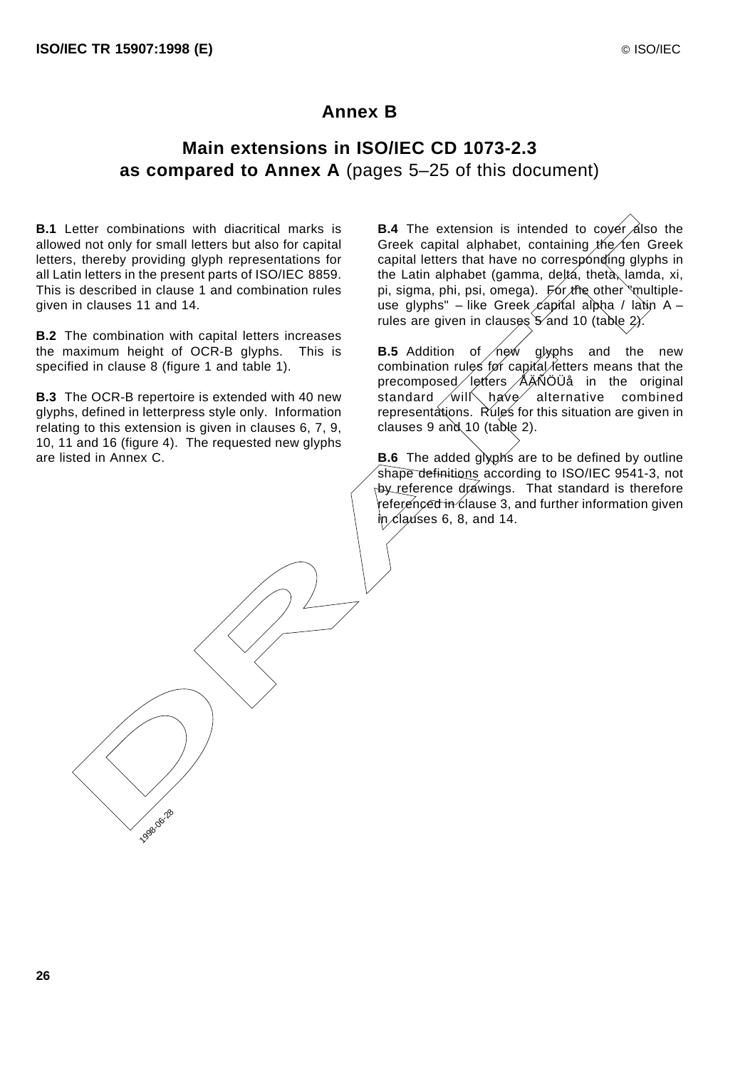# Annex B

## Main extensions in ISO/IEC CD 1073-2.3 as compared to Annex A (pages 5–25 of this document)

**B.1** Letter combinations with diacritical marks is allowed not only for small letters but also for capital letters, thereby providing glyph representations for all Latin letters in the present parts of ISO/IEC 8859. This is described in clause 1 and combination rules given in clauses 11 and 14.

**B.2** The combination with capital letters increases the maximum height of OCR-B glyphs. This is specified in clause 8 (figure 1 and table 1).

**B.3** The OCR-B repertoire is extended with 40 new glyphs, defined in letterpress style only. Information relating to this extension is given in clauses 6, 7, 9, 10, 11 and 16 (figure 4). The requested new glyphs are listed in Annex C.

**B.4** The extension is intended to cover also the Greek capital alphabet, containing the ten Greek capital letters that have no corresponding glyphs in the Latin alphabet (gamma, delta, theta, lamda, xi, pi, sigma, phi, psi, omega). For the other "multiple-use glyphs" – like Greek capital alpha / latin A – rules are given in clauses 5 and 10 (table 2).

**B.5** Addition of new glyphs and the new combination rules for capital letters means that the precomposed letters ÅÄÑÖÜå in the original standard will have alternative combined representations. Rules for this situation are given in clauses 9 and 10 (table 2).

**B.6** The added glyphs are to be defined by outline shape definitions according to ISO/IEC 9541-3, not by reference drawings. That standard is therefore referenced in clause 3, and further information given in clauses 6, 8, and 14.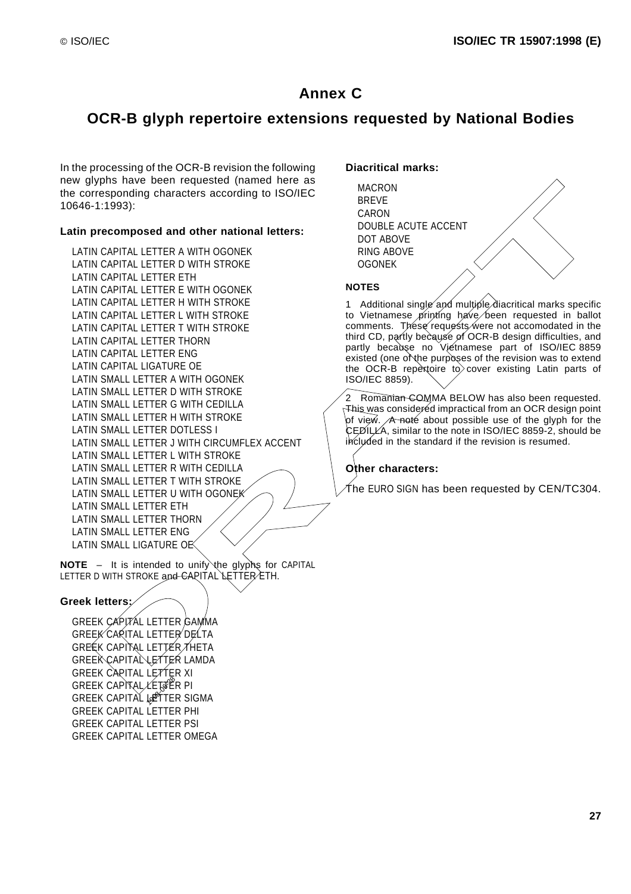# Annex C

## OCR-B glyph repertoire extensions requested by National Bodies

In the processing of the OCR-B revision the following new glyphs have been requested (named here as the corresponding characters according to ISO/IEC 10646-1:1993):

### Latin precomposed and other national letters:

LATIN CAPITAL LETTER A WITH OGONEK
LATIN CAPITAL LETTER D WITH STROKE
LATIN CAPITAL LETTER ETH
LATIN CAPITAL LETTER E WITH OGONEK
LATIN CAPITAL LETTER H WITH STROKE
LATIN CAPITAL LETTER L WITH STROKE
LATIN CAPITAL LETTER T WITH STROKE
LATIN CAPITAL LETTER THORN
LATIN CAPITAL LETTER ENG
LATIN CAPITAL LIGATURE OE
LATIN SMALL LETTER A WITH OGONEK
LATIN SMALL LETTER D WITH STROKE
LATIN SMALL LETTER G WITH CEDILLA
LATIN SMALL LETTER H WITH STROKE
LATIN SMALL LETTER DOTLESS I
LATIN SMALL LETTER J WITH CIRCUMFLEX ACCENT
LATIN SMALL LETTER L WITH STROKE
LATIN SMALL LETTER R WITH CEDILLA
LATIN SMALL LETTER T WITH STROKE
LATIN SMALL LETTER U WITH OGONEK
LATIN SMALL LETTER ETH
LATIN SMALL LETTER THORN
LATIN SMALL LETTER ENG
LATIN SMALL LIGATURE OE

**NOTE** – It is intended to unify the glyphs for CAPITAL LETTER D WITH STROKE and CAPITAL LETTER ETH.

### Greek letters:

GREEK CAPITAL LETTER GAMMA
GREEK CAPITAL LETTER DELTA
GREEK CAPITAL LETTER THETA
GREEK CAPITAL LETTER LAMDA
GREEK CAPITAL LETTER XI
GREEK CAPITAL LETTER PI
GREEK CAPITAL LETTER SIGMA
GREEK CAPITAL LETTER PHI
GREEK CAPITAL LETTER PSI
GREEK CAPITAL LETTER OMEGA

### Diacritical marks:

MACRON
BREVE
CARON
DOUBLE ACUTE ACCENT
DOT ABOVE
RING ABOVE
OGONEK

### NOTES

1 Additional single and multiple diacritical marks specific to Vietnamese printing have been requested in ballot comments. These requests were not accomodated in the third CD, partly because of OCR-B design difficulties, and partly because no Vietnamese part of ISO/IEC 8859 existed (one of the purposes of the revision was to extend the OCR-B repertoire to cover existing Latin parts of ISO/IEC 8859).

2 Romanian COMMA BELOW has also been requested. This was considered impractical from an OCR design point of view. A note about possible use of the glyph for the CEDILLA, similar to the note in ISO/IEC 8859-2, should be included in the standard if the revision is resumed.

### Other characters:

The EURO SIGN has been requested by CEN/TC304.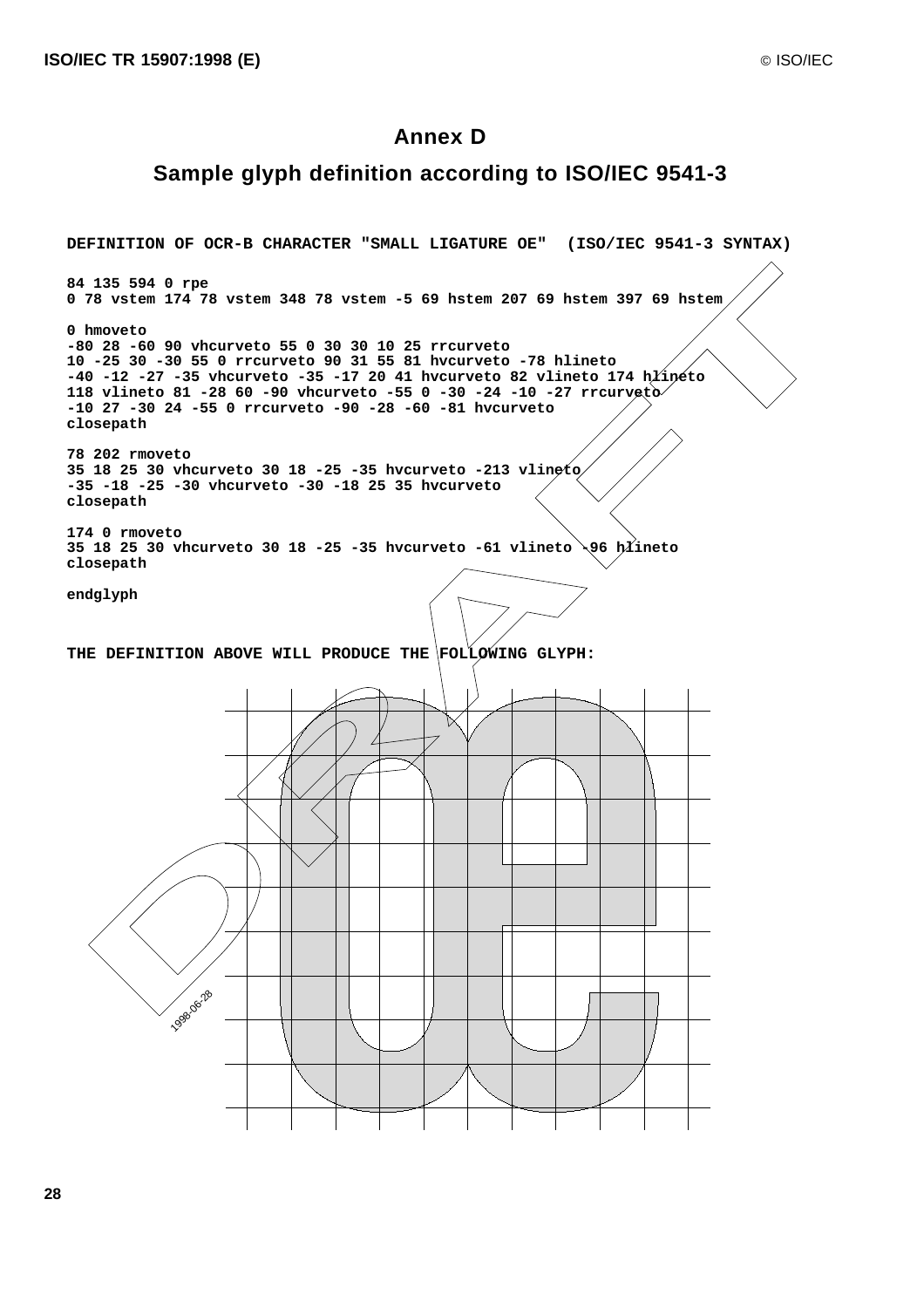# Annex D

## Sample glyph definition according to ISO/IEC 9541-3

**DEFINITION OF OCR-B CHARACTER "SMALL LIGATURE OE" (ISO/IEC 9541-3 SYNTAX)**

```
84 135 594 0 rpe
0 78 vstem 174 78 vstem 348 78 vstem -5 69 hstem 207 69 hstem 397 69 hstem

0 hmoveto
-80 28 -60 90 vhcurveto 55 0 30 30 10 25 rrcurveto
10 -25 30 -30 55 0 rrcurveto 90 31 55 81 hvcurveto -78 hlineto
-40 -12 -27 -35 vhcurveto -35 -17 20 41 hvcurveto 82 vlineto 174 hlineto
118 vlineto 81 -28 60 -90 vhcurveto -55 0 -30 -24 -10 -27 rrcurveto
-10 27 -30 24 -55 0 rrcurveto -90 -28 -60 -81 hvcurveto
closepath

78 202 rmoveto
35 18 25 30 vhcurveto 30 18 -25 -35 hvcurveto -213 vlineto
-35 -18 -25 -30 vhcurveto -30 -18 25 35 hvcurveto
closepath

174 0 rmoveto
35 18 25 30 vhcurveto 30 18 -25 -35 hvcurveto -61 vlineto -96 hlineto
closepath

endglyph
```

**THE DEFINITION ABOVE WILL PRODUCE THE FOLLOWING GLYPH:**